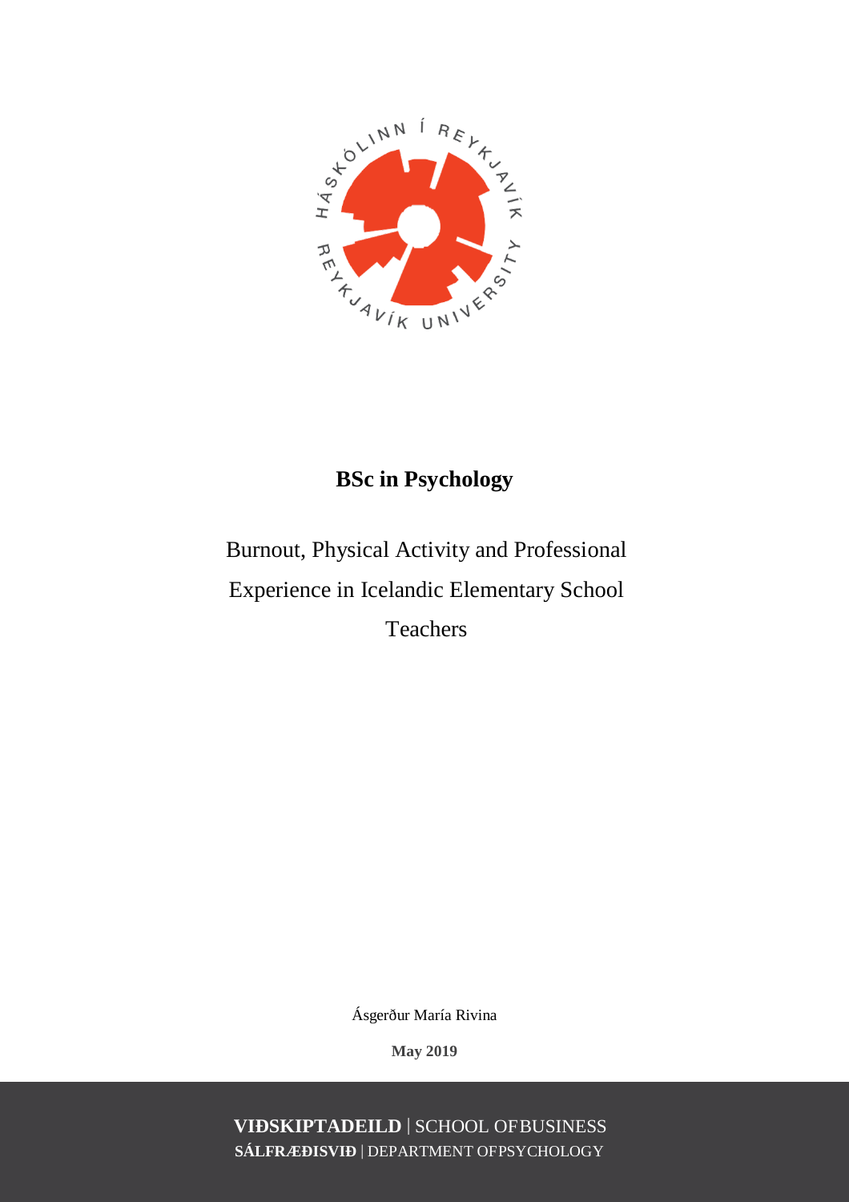**BSc in Psychology**

# Burnout, Physical Activity and Professional Experience in Icelandic Elementary School Teachers

Ásgerður María Rivina

**May 2019**

**VIÐSKIPTADEILD** | SCHOOL OF BUSINESS

**SÁLFRÆÐISVIÐ** | DEPARTMENT OF PSYCHOLOGY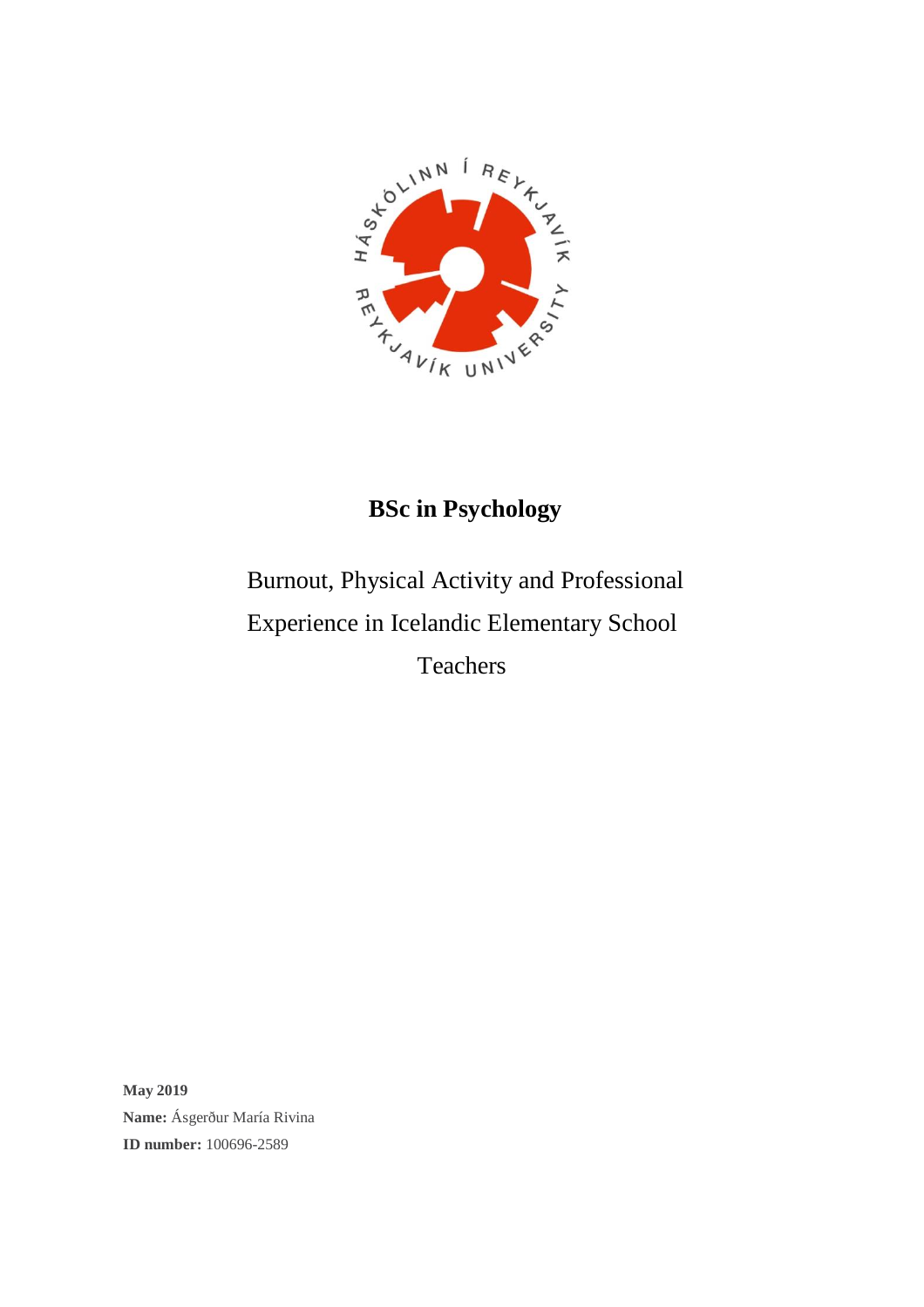**BSc in Psychology**

Burnout, Physical Activity and Professional Experience in Icelandic Elementary School Teachers

**May 2019**
**Name:** Ásgerður María Rivina
**ID number:** 100696-2589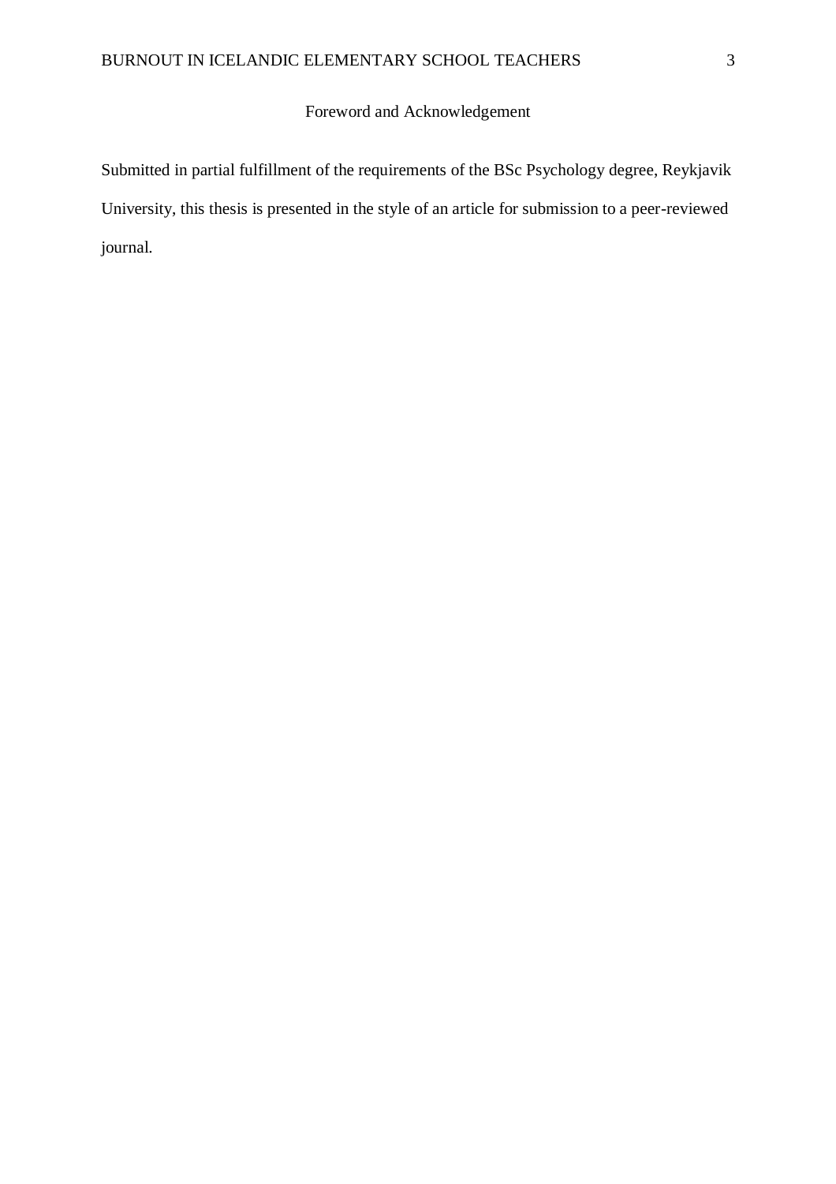# Foreword and Acknowledgement

Submitted in partial fulfillment of the requirements of the BSc Psychology degree, Reykjavik University, this thesis is presented in the style of an article for submission to a peer-reviewed journal.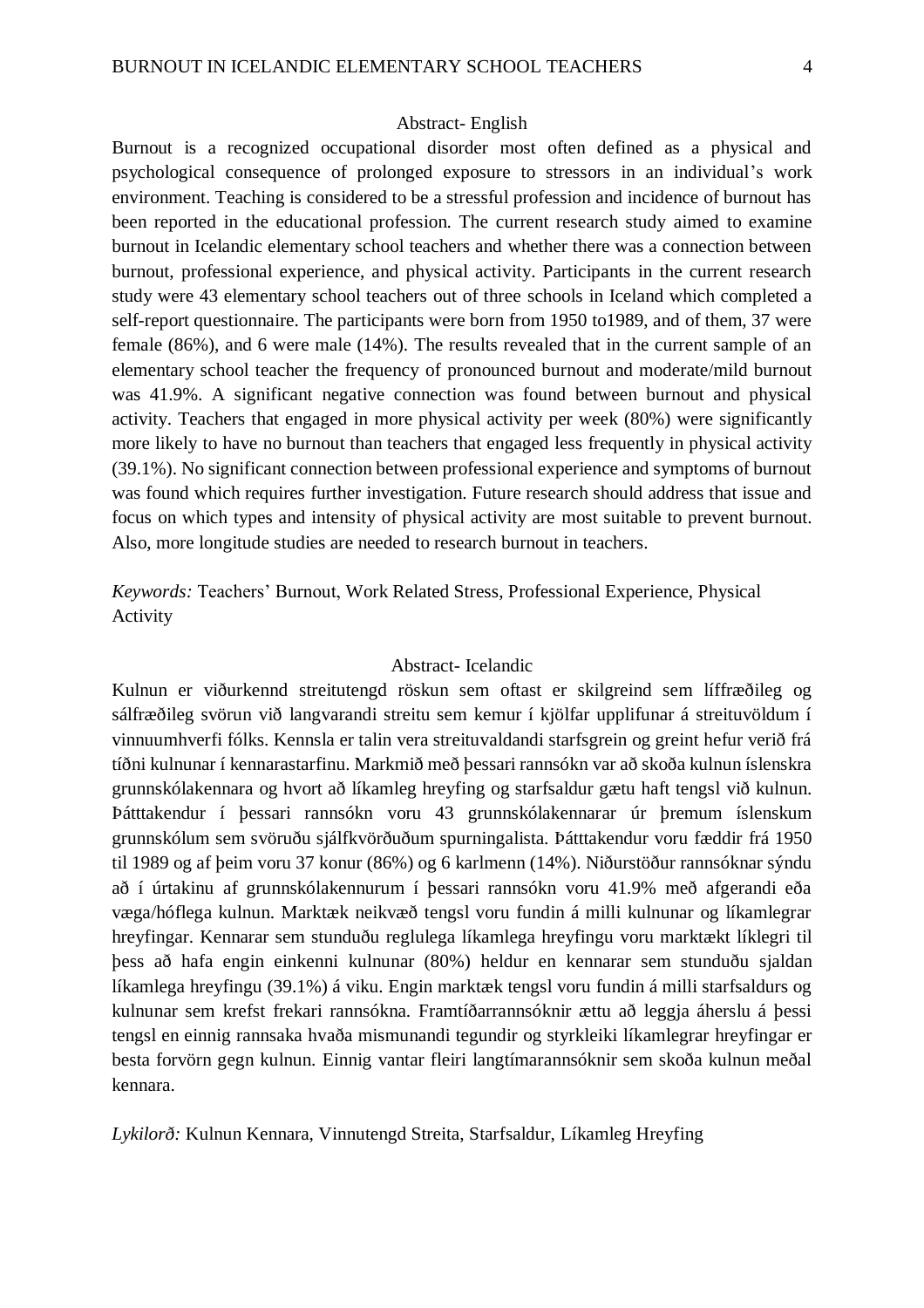## Abstract- English

Burnout is a recognized occupational disorder most often defined as a physical and psychological consequence of prolonged exposure to stressors in an individual's work environment. Teaching is considered to be a stressful profession and incidence of burnout has been reported in the educational profession. The current research study aimed to examine burnout in Icelandic elementary school teachers and whether there was a connection between burnout, professional experience, and physical activity. Participants in the current research study were 43 elementary school teachers out of three schools in Iceland which completed a self-report questionnaire. The participants were born from 1950 to1989, and of them, 37 were female (86%), and 6 were male (14%). The results revealed that in the current sample of an elementary school teacher the frequency of pronounced burnout and moderate/mild burnout was 41.9%. A significant negative connection was found between burnout and physical activity. Teachers that engaged in more physical activity per week (80%) were significantly more likely to have no burnout than teachers that engaged less frequently in physical activity (39.1%). No significant connection between professional experience and symptoms of burnout was found which requires further investigation. Future research should address that issue and focus on which types and intensity of physical activity are most suitable to prevent burnout. Also, more longitude studies are needed to research burnout in teachers.

*Keywords:* Teachers' Burnout, Work Related Stress, Professional Experience, Physical Activity

## Abstract- Icelandic

Kulnun er viðurkennd streitutengd röskun sem oftast er skilgreind sem líffræðileg og sálfræðileg svörun við langvarandi streitu sem kemur í kjölfar upplifunar á streituvöldum í vinnuumhverfi fólks. Kennsla er talin vera streituvaldandi starfsgrein og greint hefur verið frá tíðni kulnunar í kennarastarfinu. Markmið með þessari rannsókn var að skoða kulnun íslenskra grunnskólakennara og hvort að líkamleg hreyfing og starfsaldur gætu haft tengsl við kulnun. Þátttakendur í þessari rannsókn voru 43 grunnskólakennarar úr þremum íslenskum grunnskólum sem svöruðu sjálfkvörðuðum spurningalista. Þátttakendur voru fæddir frá 1950 til 1989 og af þeim voru 37 konur (86%) og 6 karlmenn (14%). Niðurstöður rannsóknar sýndu að í úrtakinu af grunnskólakennurum í þessari rannsókn voru 41.9% með afgerandi eða væga/hóflega kulnun. Marktæk neikvæð tengsl voru fundin á milli kulnunar og líkamlegrar hreyfingar. Kennarar sem stunduðu reglulega líkamlega hreyfingu voru marktækt líklegri til þess að hafa engin einkenni kulnunar (80%) heldur en kennarar sem stunduðu sjaldan líkamlega hreyfingu (39.1%) á viku. Engin marktæk tengsl voru fundin á milli starfsaldurs og kulnunar sem krefst frekari rannsókna. Framtíðarrannsóknir ættu að leggja áherslu á þessi tengsl en einnig rannsaka hvaða mismunandi tegundir og styrkleiki líkamlegrar hreyfingar er besta forvörn gegn kulnun. Einnig vantar fleiri langtímarannsóknir sem skoða kulnun meðal kennara.

*Lykilorð:* Kulnun Kennara, Vinnutengd Streita, Starfsaldur, Líkamleg Hreyfing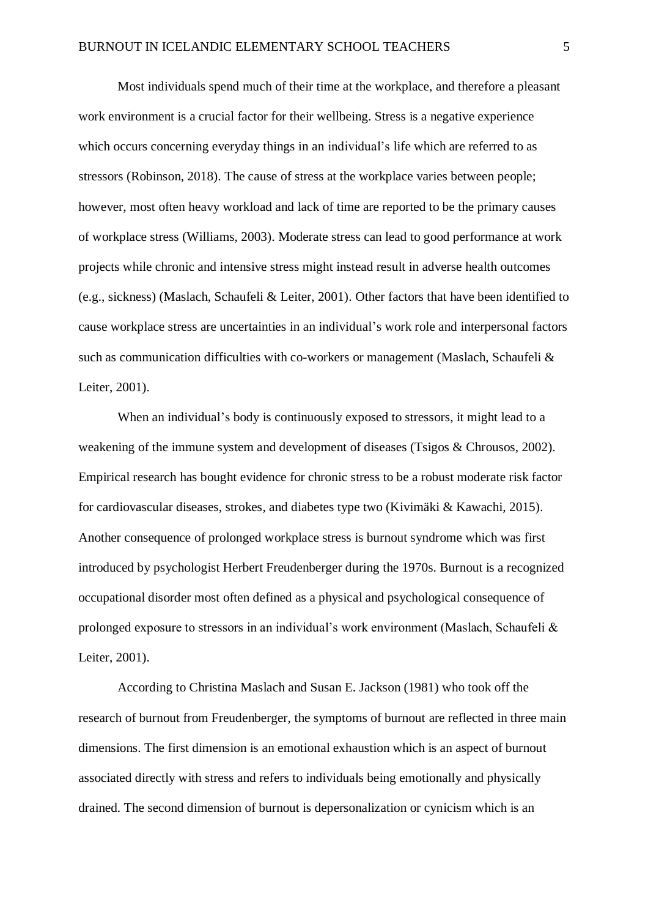Most individuals spend much of their time at the workplace, and therefore a pleasant work environment is a crucial factor for their wellbeing. Stress is a negative experience which occurs concerning everyday things in an individual's life which are referred to as stressors (Robinson, 2018). The cause of stress at the workplace varies between people; however, most often heavy workload and lack of time are reported to be the primary causes of workplace stress (Williams, 2003). Moderate stress can lead to good performance at work projects while chronic and intensive stress might instead result in adverse health outcomes (e.g., sickness) (Maslach, Schaufeli & Leiter, 2001). Other factors that have been identified to cause workplace stress are uncertainties in an individual's work role and interpersonal factors such as communication difficulties with co-workers or management (Maslach, Schaufeli & Leiter, 2001).

When an individual's body is continuously exposed to stressors, it might lead to a weakening of the immune system and development of diseases (Tsigos & Chrousos, 2002). Empirical research has bought evidence for chronic stress to be a robust moderate risk factor for cardiovascular diseases, strokes, and diabetes type two (Kivimäki & Kawachi, 2015). Another consequence of prolonged workplace stress is burnout syndrome which was first introduced by psychologist Herbert Freudenberger during the 1970s. Burnout is a recognized occupational disorder most often defined as a physical and psychological consequence of prolonged exposure to stressors in an individual's work environment (Maslach, Schaufeli & Leiter, 2001).

According to Christina Maslach and Susan E. Jackson (1981) who took off the research of burnout from Freudenberger, the symptoms of burnout are reflected in three main dimensions. The first dimension is an emotional exhaustion which is an aspect of burnout associated directly with stress and refers to individuals being emotionally and physically drained. The second dimension of burnout is depersonalization or cynicism which is an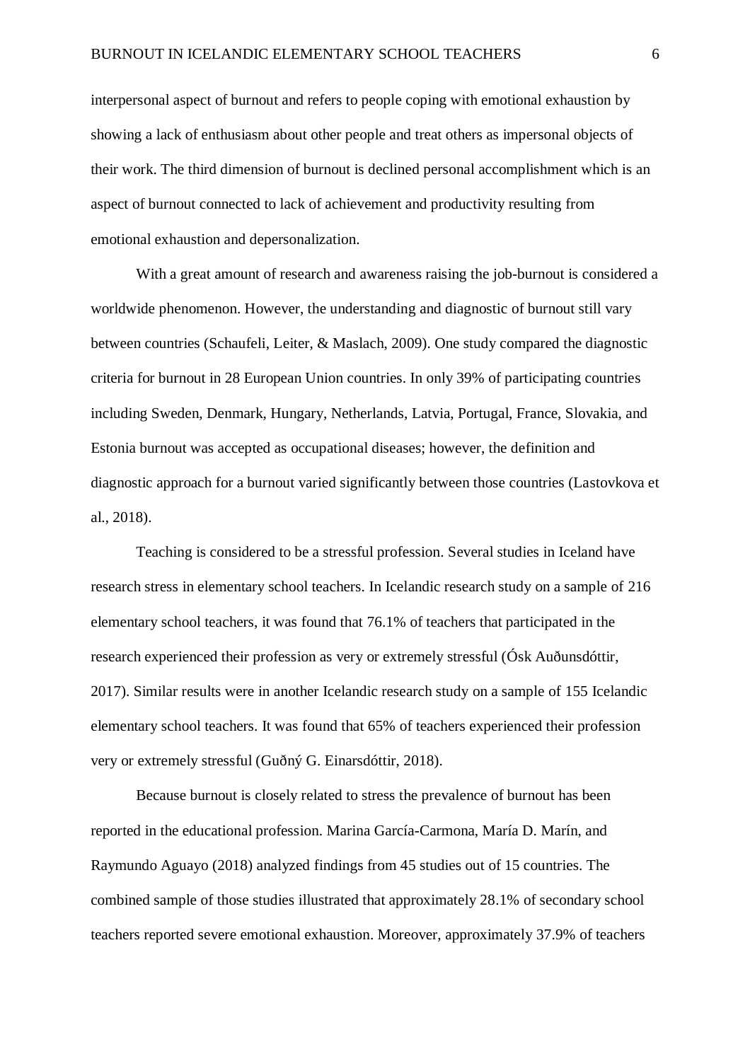interpersonal aspect of burnout and refers to people coping with emotional exhaustion by showing a lack of enthusiasm about other people and treat others as impersonal objects of their work. The third dimension of burnout is declined personal accomplishment which is an aspect of burnout connected to lack of achievement and productivity resulting from emotional exhaustion and depersonalization.

With a great amount of research and awareness raising the job-burnout is considered a worldwide phenomenon. However, the understanding and diagnostic of burnout still vary between countries (Schaufeli, Leiter, & Maslach, 2009). One study compared the diagnostic criteria for burnout in 28 European Union countries. In only 39% of participating countries including Sweden, Denmark, Hungary, Netherlands, Latvia, Portugal, France, Slovakia, and Estonia burnout was accepted as occupational diseases; however, the definition and diagnostic approach for a burnout varied significantly between those countries (Lastovkova et al., 2018).

Teaching is considered to be a stressful profession. Several studies in Iceland have research stress in elementary school teachers. In Icelandic research study on a sample of 216 elementary school teachers, it was found that 76.1% of teachers that participated in the research experienced their profession as very or extremely stressful (Ósk Auðunsdóttir, 2017). Similar results were in another Icelandic research study on a sample of 155 Icelandic elementary school teachers. It was found that 65% of teachers experienced their profession very or extremely stressful (Guðný G. Einarsdóttir, 2018).

Because burnout is closely related to stress the prevalence of burnout has been reported in the educational profession. Marina García-Carmona, María D. Marín, and Raymundo Aguayo (2018) analyzed findings from 45 studies out of 15 countries. The combined sample of those studies illustrated that approximately 28.1% of secondary school teachers reported severe emotional exhaustion. Moreover, approximately 37.9% of teachers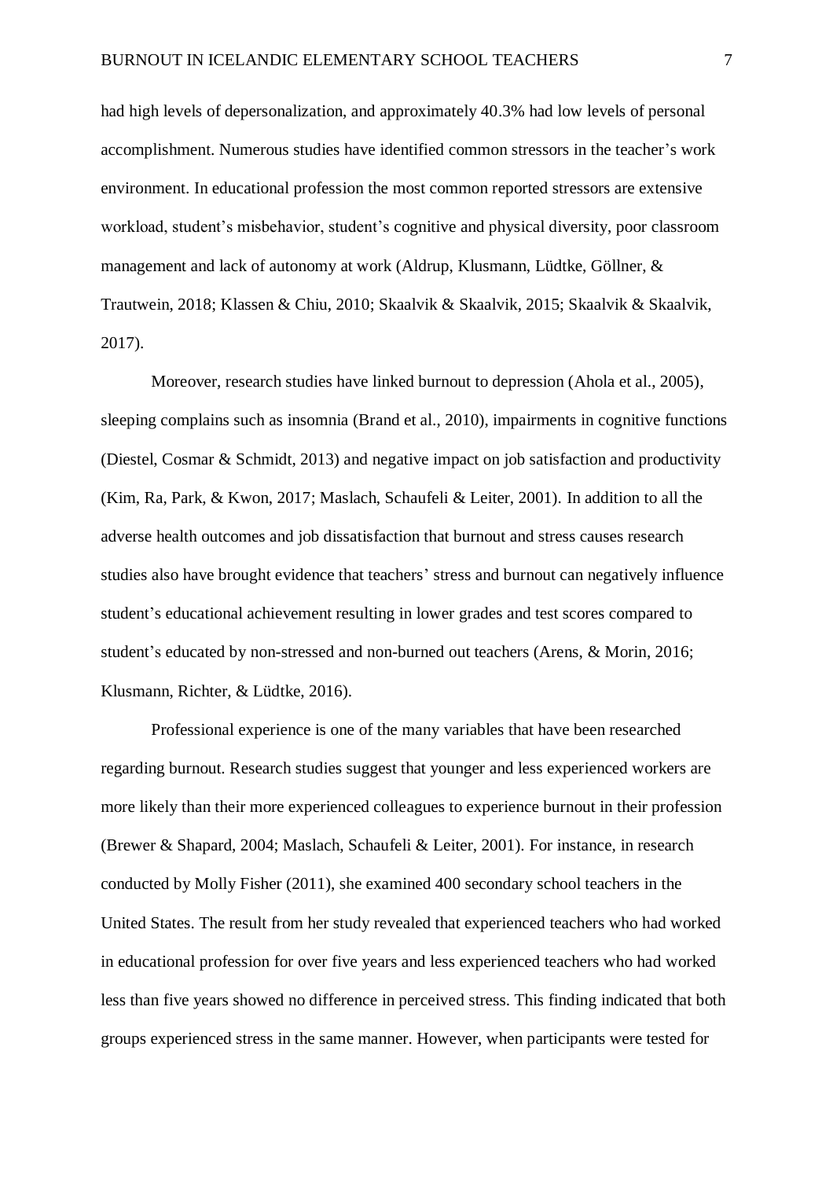had high levels of depersonalization, and approximately 40.3% had low levels of personal accomplishment. Numerous studies have identified common stressors in the teacher's work environment. In educational profession the most common reported stressors are extensive workload, student's misbehavior, student's cognitive and physical diversity, poor classroom management and lack of autonomy at work (Aldrup, Klusmann, Lüdtke, Göllner, & Trautwein, 2018; Klassen & Chiu, 2010; Skaalvik & Skaalvik, 2015; Skaalvik & Skaalvik, 2017).

Moreover, research studies have linked burnout to depression (Ahola et al., 2005), sleeping complains such as insomnia (Brand et al., 2010), impairments in cognitive functions (Diestel, Cosmar & Schmidt, 2013) and negative impact on job satisfaction and productivity (Kim, Ra, Park, & Kwon, 2017; Maslach, Schaufeli & Leiter, 2001). In addition to all the adverse health outcomes and job dissatisfaction that burnout and stress causes research studies also have brought evidence that teachers' stress and burnout can negatively influence student's educational achievement resulting in lower grades and test scores compared to student's educated by non-stressed and non-burned out teachers (Arens, & Morin, 2016; Klusmann, Richter, & Lüdtke, 2016).

Professional experience is one of the many variables that have been researched regarding burnout. Research studies suggest that younger and less experienced workers are more likely than their more experienced colleagues to experience burnout in their profession (Brewer & Shapard, 2004; Maslach, Schaufeli & Leiter, 2001). For instance, in research conducted by Molly Fisher (2011), she examined 400 secondary school teachers in the United States. The result from her study revealed that experienced teachers who had worked in educational profession for over five years and less experienced teachers who had worked less than five years showed no difference in perceived stress. This finding indicated that both groups experienced stress in the same manner. However, when participants were tested for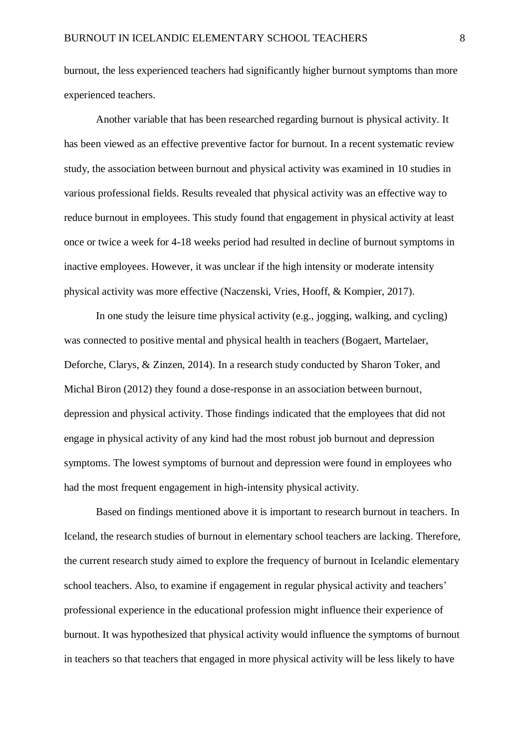burnout, the less experienced teachers had significantly higher burnout symptoms than more experienced teachers.

Another variable that has been researched regarding burnout is physical activity. It has been viewed as an effective preventive factor for burnout. In a recent systematic review study, the association between burnout and physical activity was examined in 10 studies in various professional fields. Results revealed that physical activity was an effective way to reduce burnout in employees. This study found that engagement in physical activity at least once or twice a week for 4-18 weeks period had resulted in decline of burnout symptoms in inactive employees. However, it was unclear if the high intensity or moderate intensity physical activity was more effective (Naczenski, Vries, Hooff, & Kompier, 2017).

In one study the leisure time physical activity (e.g., jogging, walking, and cycling) was connected to positive mental and physical health in teachers (Bogaert, Martelaer, Deforche, Clarys, & Zinzen, 2014). In a research study conducted by Sharon Toker, and Michal Biron (2012) they found a dose-response in an association between burnout, depression and physical activity. Those findings indicated that the employees that did not engage in physical activity of any kind had the most robust job burnout and depression symptoms. The lowest symptoms of burnout and depression were found in employees who had the most frequent engagement in high-intensity physical activity.

Based on findings mentioned above it is important to research burnout in teachers. In Iceland, the research studies of burnout in elementary school teachers are lacking. Therefore, the current research study aimed to explore the frequency of burnout in Icelandic elementary school teachers. Also, to examine if engagement in regular physical activity and teachers' professional experience in the educational profession might influence their experience of burnout. It was hypothesized that physical activity would influence the symptoms of burnout in teachers so that teachers that engaged in more physical activity will be less likely to have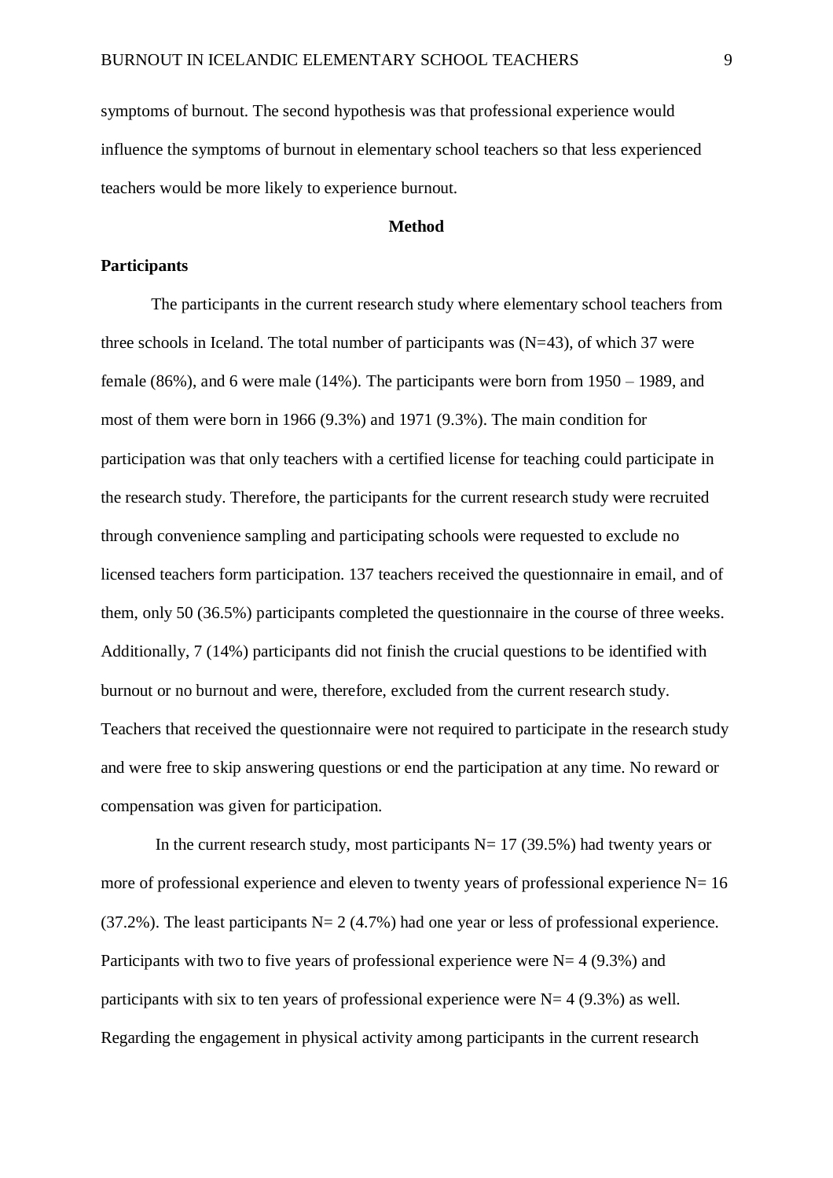symptoms of burnout. The second hypothesis was that professional experience would influence the symptoms of burnout in elementary school teachers so that less experienced teachers would be more likely to experience burnout.

## Method

### Participants

The participants in the current research study where elementary school teachers from three schools in Iceland. The total number of participants was (N=43), of which 37 were female (86%), and 6 were male (14%). The participants were born from 1950 – 1989, and most of them were born in 1966 (9.3%) and 1971 (9.3%). The main condition for participation was that only teachers with a certified license for teaching could participate in the research study. Therefore, the participants for the current research study were recruited through convenience sampling and participating schools were requested to exclude no licensed teachers form participation. 137 teachers received the questionnaire in email, and of them, only 50 (36.5%) participants completed the questionnaire in the course of three weeks. Additionally, 7 (14%) participants did not finish the crucial questions to be identified with burnout or no burnout and were, therefore, excluded from the current research study. Teachers that received the questionnaire were not required to participate in the research study and were free to skip answering questions or end the participation at any time. No reward or compensation was given for participation.

In the current research study, most participants N= 17 (39.5%) had twenty years or more of professional experience and eleven to twenty years of professional experience N= 16 (37.2%). The least participants N= 2 (4.7%) had one year or less of professional experience. Participants with two to five years of professional experience were N= 4 (9.3%) and participants with six to ten years of professional experience were N= 4 (9.3%) as well. Regarding the engagement in physical activity among participants in the current research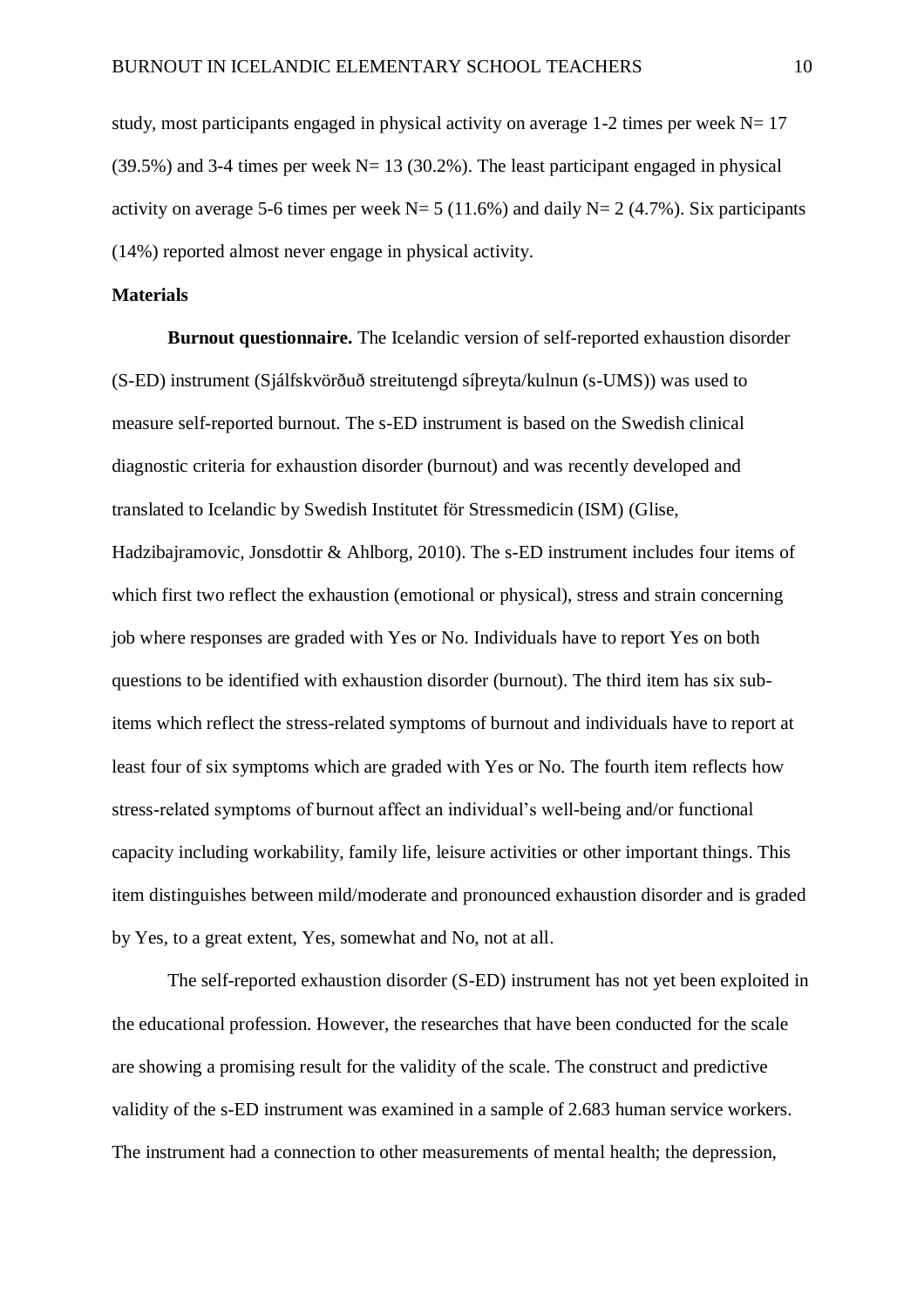study, most participants engaged in physical activity on average 1-2 times per week N= 17 (39.5%) and 3-4 times per week N= 13 (30.2%). The least participant engaged in physical activity on average 5-6 times per week N= 5 (11.6%) and daily N= 2 (4.7%). Six participants (14%) reported almost never engage in physical activity.

## Materials

**Burnout questionnaire.** The Icelandic version of self-reported exhaustion disorder (S-ED) instrument (Sjálfskvörðuð streitutengd síþreyta/kulnun (s-UMS)) was used to measure self-reported burnout. The s-ED instrument is based on the Swedish clinical diagnostic criteria for exhaustion disorder (burnout) and was recently developed and translated to Icelandic by Swedish Institutet för Stressmedicin (ISM) (Glise, Hadzibajramovic, Jonsdottir & Ahlborg, 2010). The s-ED instrument includes four items of which first two reflect the exhaustion (emotional or physical), stress and strain concerning job where responses are graded with Yes or No. Individuals have to report Yes on both questions to be identified with exhaustion disorder (burnout). The third item has six sub-items which reflect the stress-related symptoms of burnout and individuals have to report at least four of six symptoms which are graded with Yes or No. The fourth item reflects how stress-related symptoms of burnout affect an individual's well-being and/or functional capacity including workability, family life, leisure activities or other important things. This item distinguishes between mild/moderate and pronounced exhaustion disorder and is graded by Yes, to a great extent, Yes, somewhat and No, not at all.

The self-reported exhaustion disorder (S-ED) instrument has not yet been exploited in the educational profession. However, the researches that have been conducted for the scale are showing a promising result for the validity of the scale. The construct and predictive validity of the s-ED instrument was examined in a sample of 2.683 human service workers. The instrument had a connection to other measurements of mental health; the depression,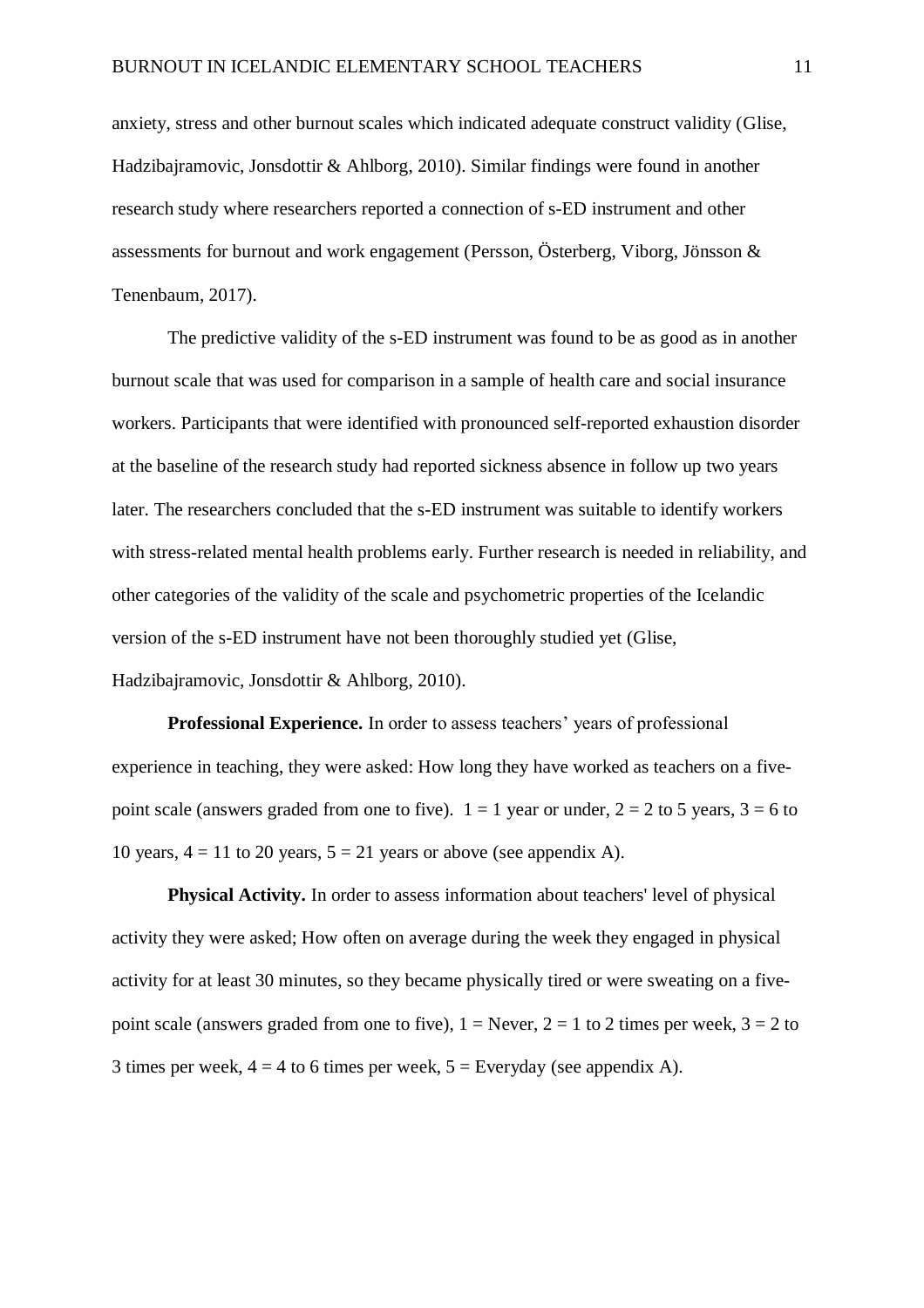anxiety, stress and other burnout scales which indicated adequate construct validity (Glise, Hadzibajramovic, Jonsdottir & Ahlborg, 2010). Similar findings were found in another research study where researchers reported a connection of s-ED instrument and other assessments for burnout and work engagement (Persson, Österberg, Viborg, Jönsson & Tenenbaum, 2017).

The predictive validity of the s-ED instrument was found to be as good as in another burnout scale that was used for comparison in a sample of health care and social insurance workers. Participants that were identified with pronounced self-reported exhaustion disorder at the baseline of the research study had reported sickness absence in follow up two years later. The researchers concluded that the s-ED instrument was suitable to identify workers with stress-related mental health problems early. Further research is needed in reliability, and other categories of the validity of the scale and psychometric properties of the Icelandic version of the s-ED instrument have not been thoroughly studied yet (Glise, Hadzibajramovic, Jonsdottir & Ahlborg, 2010).

**Professional Experience.** In order to assess teachers' years of professional experience in teaching, they were asked: How long they have worked as teachers on a five-point scale (answers graded from one to five). 1 = 1 year or under, 2 = 2 to 5 years, 3 = 6 to 10 years, 4 = 11 to 20 years, 5 = 21 years or above (see appendix A).

**Physical Activity.** In order to assess information about teachers' level of physical activity they were asked; How often on average during the week they engaged in physical activity for at least 30 minutes, so they became physically tired or were sweating on a five-point scale (answers graded from one to five), 1 = Never, 2 = 1 to 2 times per week, 3 = 2 to 3 times per week, 4 = 4 to 6 times per week, 5 = Everyday (see appendix A).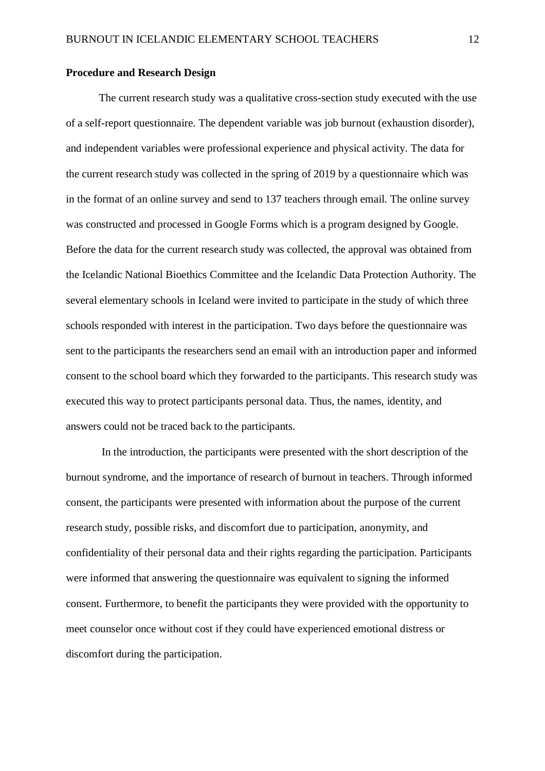**Procedure and Research Design**

The current research study was a qualitative cross-section study executed with the use of a self-report questionnaire. The dependent variable was job burnout (exhaustion disorder), and independent variables were professional experience and physical activity. The data for the current research study was collected in the spring of 2019 by a questionnaire which was in the format of an online survey and send to 137 teachers through email. The online survey was constructed and processed in Google Forms which is a program designed by Google. Before the data for the current research study was collected, the approval was obtained from the Icelandic National Bioethics Committee and the Icelandic Data Protection Authority. The several elementary schools in Iceland were invited to participate in the study of which three schools responded with interest in the participation. Two days before the questionnaire was sent to the participants the researchers send an email with an introduction paper and informed consent to the school board which they forwarded to the participants. This research study was executed this way to protect participants personal data. Thus, the names, identity, and answers could not be traced back to the participants.

In the introduction, the participants were presented with the short description of the burnout syndrome, and the importance of research of burnout in teachers. Through informed consent, the participants were presented with information about the purpose of the current research study, possible risks, and discomfort due to participation, anonymity, and confidentiality of their personal data and their rights regarding the participation. Participants were informed that answering the questionnaire was equivalent to signing the informed consent. Furthermore, to benefit the participants they were provided with the opportunity to meet counselor once without cost if they could have experienced emotional distress or discomfort during the participation.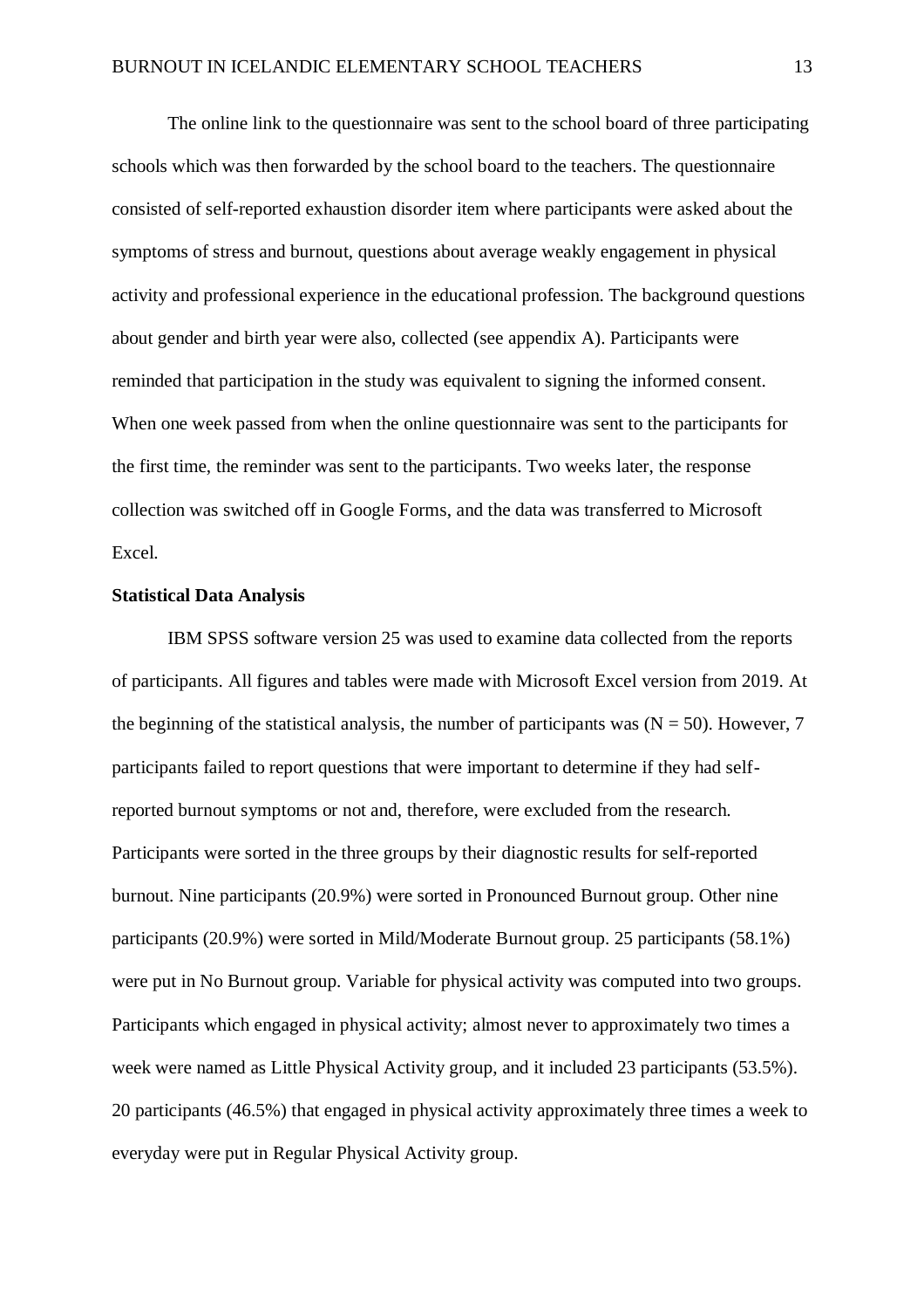The online link to the questionnaire was sent to the school board of three participating schools which was then forwarded by the school board to the teachers. The questionnaire consisted of self-reported exhaustion disorder item where participants were asked about the symptoms of stress and burnout, questions about average weakly engagement in physical activity and professional experience in the educational profession. The background questions about gender and birth year were also, collected (see appendix A). Participants were reminded that participation in the study was equivalent to signing the informed consent. When one week passed from when the online questionnaire was sent to the participants for the first time, the reminder was sent to the participants. Two weeks later, the response collection was switched off in Google Forms, and the data was transferred to Microsoft Excel.

**Statistical Data Analysis**

IBM SPSS software version 25 was used to examine data collected from the reports of participants. All figures and tables were made with Microsoft Excel version from 2019. At the beginning of the statistical analysis, the number of participants was ($N = 50$). However, 7 participants failed to report questions that were important to determine if they had self-reported burnout symptoms or not and, therefore, were excluded from the research. Participants were sorted in the three groups by their diagnostic results for self-reported burnout. Nine participants (20.9%) were sorted in Pronounced Burnout group. Other nine participants (20.9%) were sorted in Mild/Moderate Burnout group. 25 participants (58.1%) were put in No Burnout group. Variable for physical activity was computed into two groups. Participants which engaged in physical activity; almost never to approximately two times a week were named as Little Physical Activity group, and it included 23 participants (53.5%). 20 participants (46.5%) that engaged in physical activity approximately three times a week to everyday were put in Regular Physical Activity group.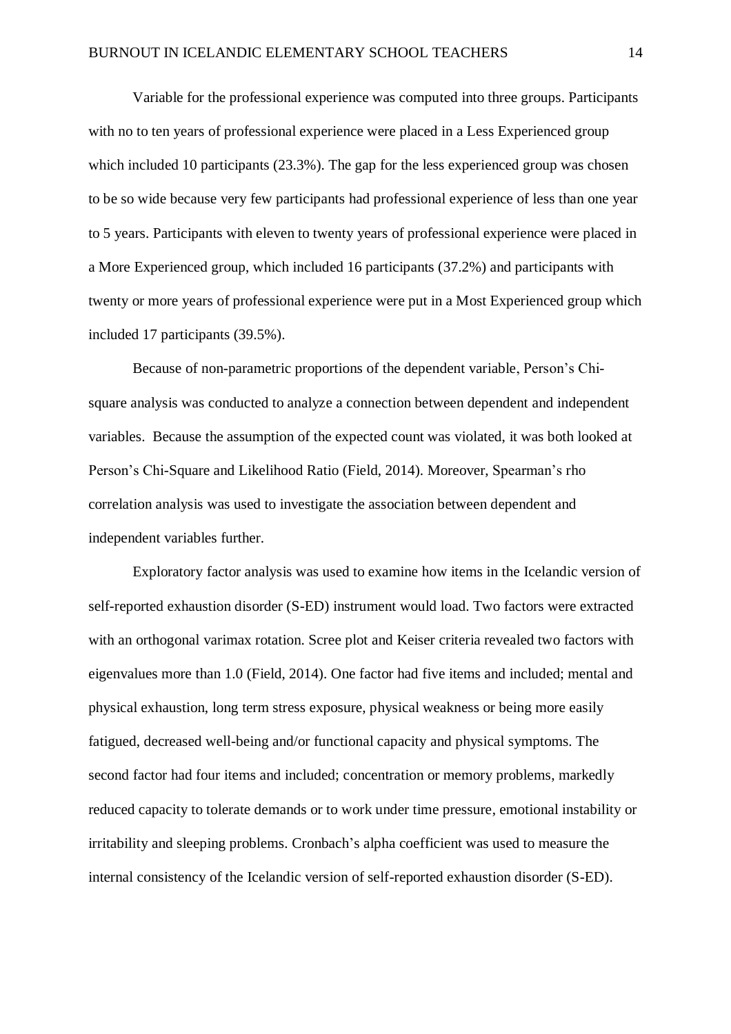Variable for the professional experience was computed into three groups. Participants with no to ten years of professional experience were placed in a Less Experienced group which included 10 participants (23.3%). The gap for the less experienced group was chosen to be so wide because very few participants had professional experience of less than one year to 5 years. Participants with eleven to twenty years of professional experience were placed in a More Experienced group, which included 16 participants (37.2%) and participants with twenty or more years of professional experience were put in a Most Experienced group which included 17 participants (39.5%).

Because of non-parametric proportions of the dependent variable, Person's Chi-square analysis was conducted to analyze a connection between dependent and independent variables. Because the assumption of the expected count was violated, it was both looked at Person's Chi-Square and Likelihood Ratio (Field, 2014). Moreover, Spearman's rho correlation analysis was used to investigate the association between dependent and independent variables further.

Exploratory factor analysis was used to examine how items in the Icelandic version of self-reported exhaustion disorder (S-ED) instrument would load. Two factors were extracted with an orthogonal varimax rotation. Scree plot and Keiser criteria revealed two factors with eigenvalues more than 1.0 (Field, 2014). One factor had five items and included; mental and physical exhaustion, long term stress exposure, physical weakness or being more easily fatigued, decreased well-being and/or functional capacity and physical symptoms. The second factor had four items and included; concentration or memory problems, markedly reduced capacity to tolerate demands or to work under time pressure, emotional instability or irritability and sleeping problems. Cronbach's alpha coefficient was used to measure the internal consistency of the Icelandic version of self-reported exhaustion disorder (S-ED).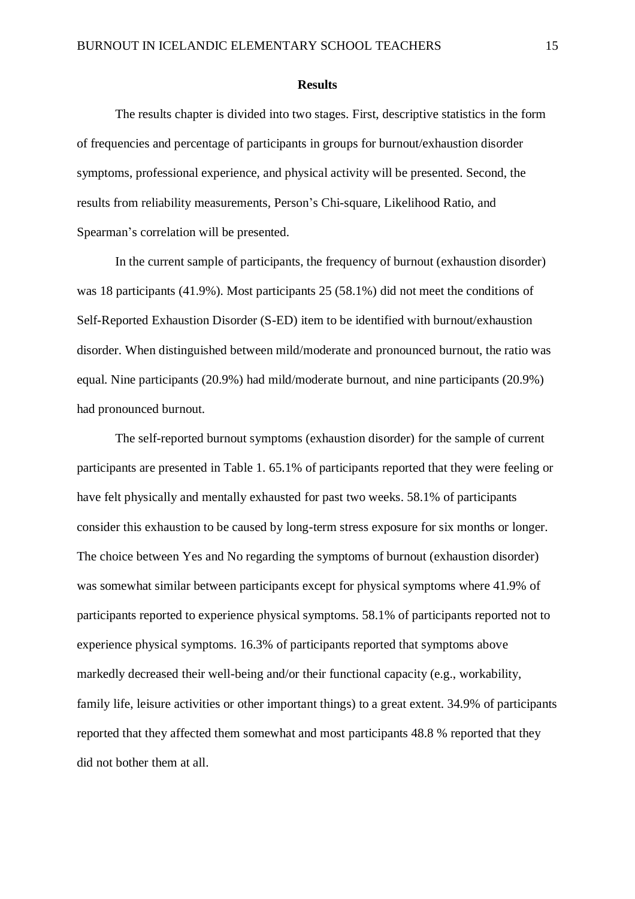# Results

The results chapter is divided into two stages. First, descriptive statistics in the form of frequencies and percentage of participants in groups for burnout/exhaustion disorder symptoms, professional experience, and physical activity will be presented. Second, the results from reliability measurements, Person's Chi-square, Likelihood Ratio, and Spearman's correlation will be presented.

In the current sample of participants, the frequency of burnout (exhaustion disorder) was 18 participants (41.9%). Most participants 25 (58.1%) did not meet the conditions of Self-Reported Exhaustion Disorder (S-ED) item to be identified with burnout/exhaustion disorder. When distinguished between mild/moderate and pronounced burnout, the ratio was equal. Nine participants (20.9%) had mild/moderate burnout, and nine participants (20.9%) had pronounced burnout.

The self-reported burnout symptoms (exhaustion disorder) for the sample of current participants are presented in Table 1. 65.1% of participants reported that they were feeling or have felt physically and mentally exhausted for past two weeks. 58.1% of participants consider this exhaustion to be caused by long-term stress exposure for six months or longer. The choice between Yes and No regarding the symptoms of burnout (exhaustion disorder) was somewhat similar between participants except for physical symptoms where 41.9% of participants reported to experience physical symptoms. 58.1% of participants reported not to experience physical symptoms. 16.3% of participants reported that symptoms above markedly decreased their well-being and/or their functional capacity (e.g., workability, family life, leisure activities or other important things) to a great extent. 34.9% of participants reported that they affected them somewhat and most participants 48.8 % reported that they did not bother them at all.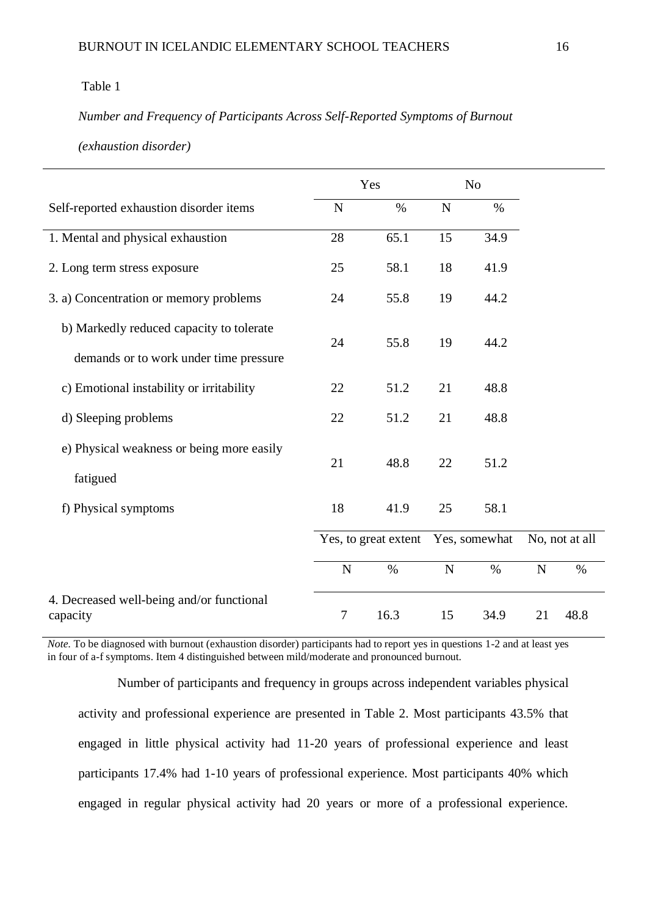Table 1

*Number and Frequency of Participants Across Self-Reported Symptoms of Burnout (exhaustion disorder)*

| | Yes | | No | | | |
|---|---|---|---|---|---|---|
| Self-reported exhaustion disorder items | N | % | N | % | | |
| 1. Mental and physical exhaustion | 28 | 65.1 | 15 | 34.9 | | |
| 2. Long term stress exposure | 25 | 58.1 | 18 | 41.9 | | |
| 3. a) Concentration or memory problems | 24 | 55.8 | 19 | 44.2 | | |
| b) Markedly reduced capacity to tolerate demands or to work under time pressure | 24 | 55.8 | 19 | 44.2 | | |
| c) Emotional instability or irritability | 22 | 51.2 | 21 | 48.8 | | |
| d) Sleeping problems | 22 | 51.2 | 21 | 48.8 | | |
| e) Physical weakness or being more easily fatigued | 21 | 48.8 | 22 | 51.2 | | |
| f) Physical symptoms | 18 | 41.9 | 25 | 58.1 | | |
| | Yes, to great extent | | Yes, somewhat | | No, not at all | |
| | N | % | N | % | N | % |
| 4. Decreased well-being and/or functional capacity | 7 | 16.3 | 15 | 34.9 | 21 | 48.8 |

*Note.* To be diagnosed with burnout (exhaustion disorder) participants had to report yes in questions 1-2 and at least yes in four of a-f symptoms. Item 4 distinguished between mild/moderate and pronounced burnout.

Number of participants and frequency in groups across independent variables physical activity and professional experience are presented in Table 2. Most participants 43.5% that engaged in little physical activity had 11-20 years of professional experience and least participants 17.4% had 1-10 years of professional experience. Most participants 40% which engaged in regular physical activity had 20 years or more of a professional experience.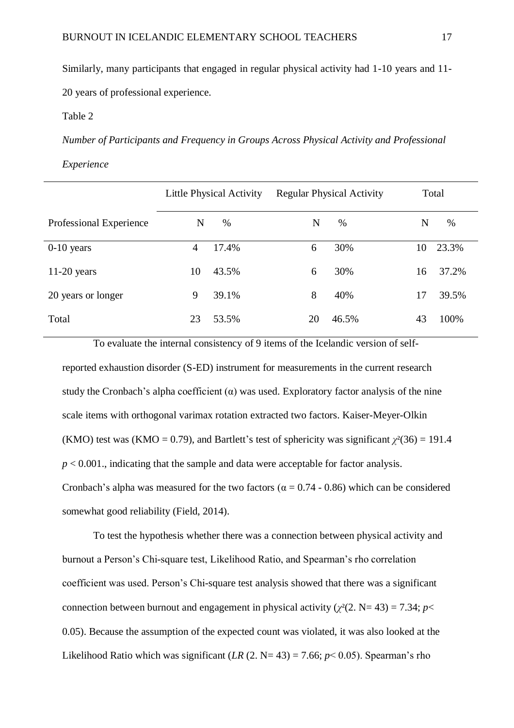Similarly, many participants that engaged in regular physical activity had 1-10 years and 11-20 years of professional experience.

Table 2

*Number of Participants and Frequency in Groups Across Physical Activity and Professional Experience*

| | Little Physical Activity | | Regular Physical Activity | | Total | |
|---|---|---|---|---|---|---|
| Professional Experience | N | % | N | % | N | % |
| 0-10 years | 4 | 17.4% | 6 | 30% | 10 | 23.3% |
| 11-20 years | 10 | 43.5% | 6 | 30% | 16 | 37.2% |
| 20 years or longer | 9 | 39.1% | 8 | 40% | 17 | 39.5% |
| Total | 23 | 53.5% | 20 | 46.5% | 43 | 100% |

To evaluate the internal consistency of 9 items of the Icelandic version of self-reported exhaustion disorder (S-ED) instrument for measurements in the current research study the Cronbach's alpha coefficient (α) was used. Exploratory factor analysis of the nine scale items with orthogonal varimax rotation extracted two factors. Kaiser-Meyer-Olkin (KMO) test was (KMO = 0.79), and Bartlett's test of sphericity was significant $\chi^2(36) = 191.4$ $p < 0.001$., indicating that the sample and data were acceptable for factor analysis. Cronbach's alpha was measured for the two factors ($\alpha = 0.74 - 0.86$) which can be considered somewhat good reliability (Field, 2014).

To test the hypothesis whether there was a connection between physical activity and burnout a Person's Chi-square test, Likelihood Ratio, and Spearman's rho correlation coefficient was used. Person's Chi-square test analysis showed that there was a significant connection between burnout and engagement in physical activity ($\chi^2(2.\ N= 43) = 7.34$; $p< 0.05$). Because the assumption of the expected count was violated, it was also looked at the Likelihood Ratio which was significant ($LR\ (2.\ N= 43) = 7.66$; $p< 0.05$). Spearman's rho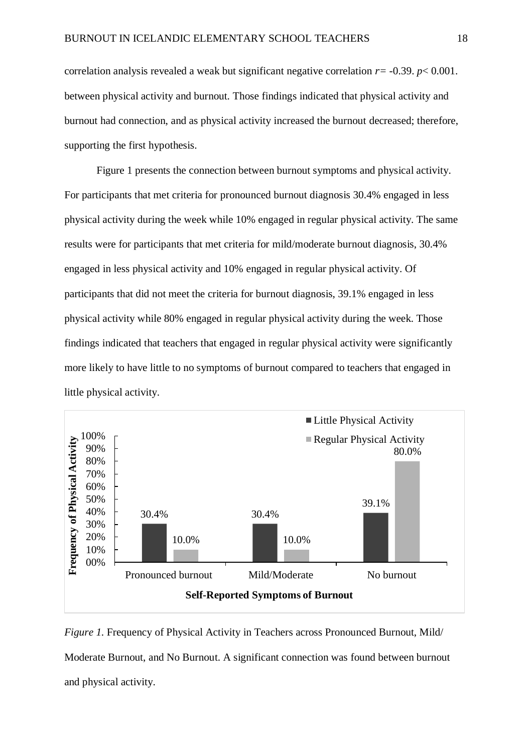correlation analysis revealed a weak but significant negative correlation $r = -0.39$. $p < 0.001$. between physical activity and burnout. Those findings indicated that physical activity and burnout had connection, and as physical activity increased the burnout decreased; therefore, supporting the first hypothesis.

Figure 1 presents the connection between burnout symptoms and physical activity. For participants that met criteria for pronounced burnout diagnosis 30.4% engaged in less physical activity during the week while 10% engaged in regular physical activity. The same results were for participants that met criteria for mild/moderate burnout diagnosis, 30.4% engaged in less physical activity and 10% engaged in regular physical activity. Of participants that did not meet the criteria for burnout diagnosis, 39.1% engaged in less physical activity while 80% engaged in regular physical activity during the week. Those findings indicated that teachers that engaged in regular physical activity were significantly more likely to have little to no symptoms of burnout compared to teachers that engaged in little physical activity.

| Self-Reported Symptoms of Burnout | Little Physical Activity | Regular Physical Activity |
|---|---|---|
| Pronounced burnout | 30.4% | 10.0% |
| Mild/Moderate | 30.4% | 10.0% |
| No burnout | 39.1% | 80.0% |

*Figure 1.* Frequency of Physical Activity in Teachers across Pronounced Burnout, Mild/ Moderate Burnout, and No Burnout. A significant connection was found between burnout and physical activity.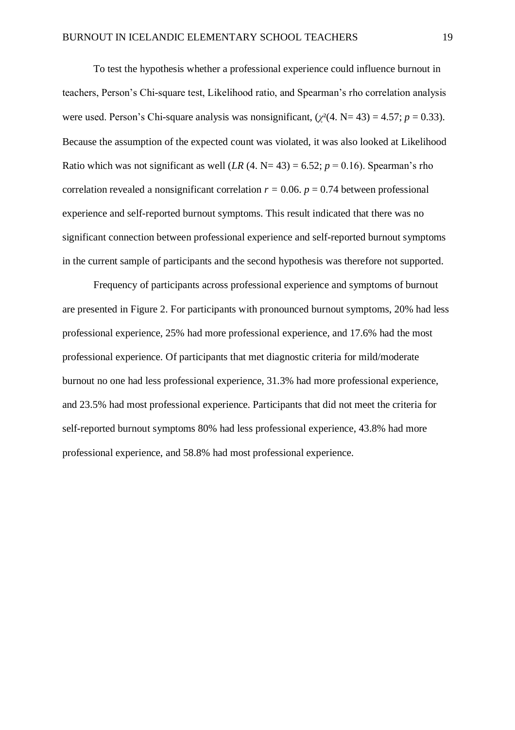To test the hypothesis whether a professional experience could influence burnout in teachers, Person's Chi-square test, Likelihood ratio, and Spearman's rho correlation analysis were used. Person's Chi-square analysis was nonsignificant, ($\chi^2$(4. N= 43) = 4.57; $p$ = 0.33). Because the assumption of the expected count was violated, it was also looked at Likelihood Ratio which was not significant as well (*LR* (4. N= 43) = 6.52; $p$ = 0.16). Spearman's rho correlation revealed a nonsignificant correlation $r$ = 0.06. $p$ = 0.74 between professional experience and self-reported burnout symptoms. This result indicated that there was no significant connection between professional experience and self-reported burnout symptoms in the current sample of participants and the second hypothesis was therefore not supported.

Frequency of participants across professional experience and symptoms of burnout are presented in Figure 2. For participants with pronounced burnout symptoms, 20% had less professional experience, 25% had more professional experience, and 17.6% had the most professional experience. Of participants that met diagnostic criteria for mild/moderate burnout no one had less professional experience, 31.3% had more professional experience, and 23.5% had most professional experience. Participants that did not meet the criteria for self-reported burnout symptoms 80% had less professional experience, 43.8% had more professional experience, and 58.8% had most professional experience.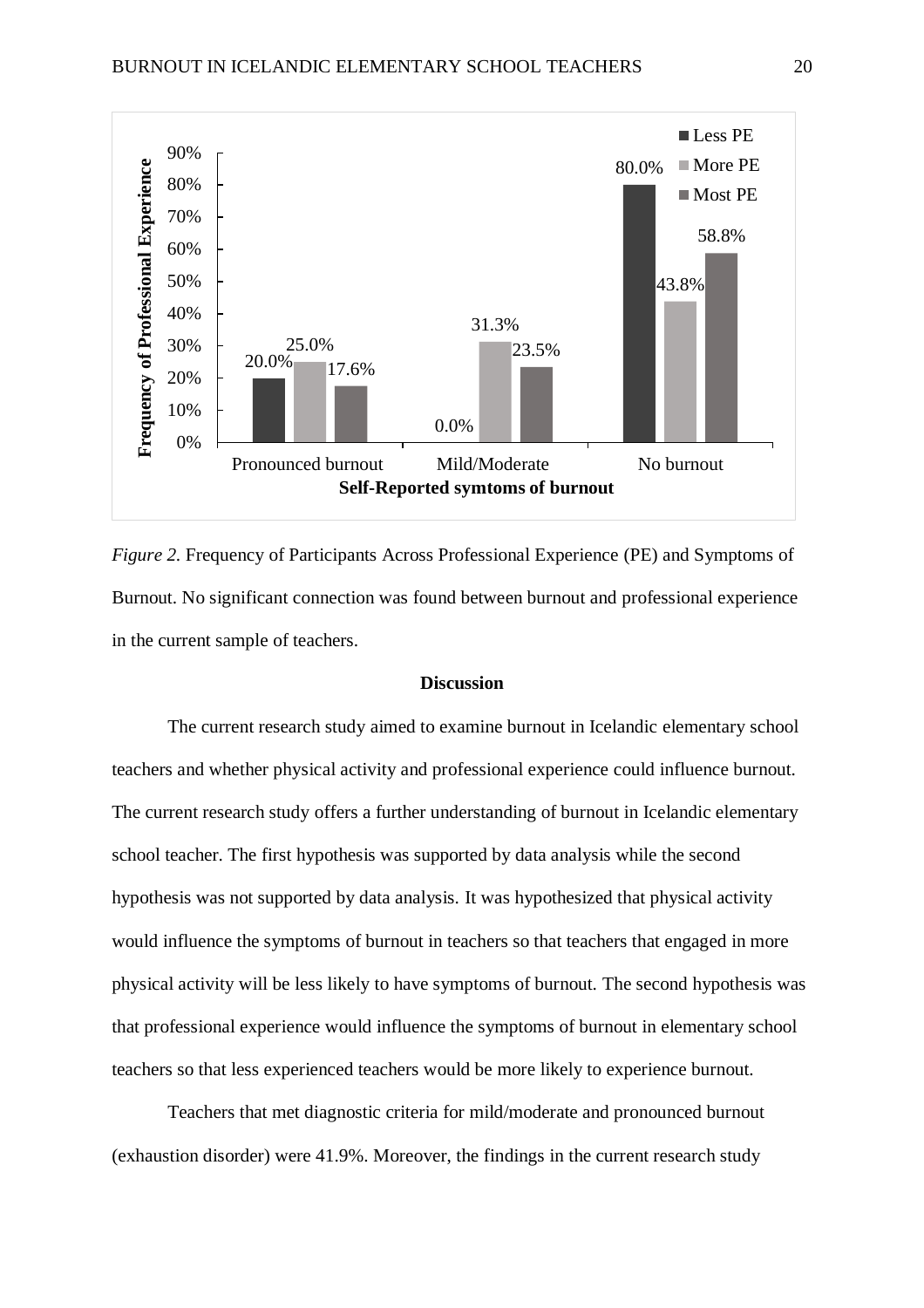*Figure 2.* Frequency of Participants Across Professional Experience (PE) and Symptoms of Burnout. No significant connection was found between burnout and professional experience in the current sample of teachers.

## Discussion

The current research study aimed to examine burnout in Icelandic elementary school teachers and whether physical activity and professional experience could influence burnout. The current research study offers a further understanding of burnout in Icelandic elementary school teacher. The first hypothesis was supported by data analysis while the second hypothesis was not supported by data analysis. It was hypothesized that physical activity would influence the symptoms of burnout in teachers so that teachers that engaged in more physical activity will be less likely to have symptoms of burnout. The second hypothesis was that professional experience would influence the symptoms of burnout in elementary school teachers so that less experienced teachers would be more likely to experience burnout.

Teachers that met diagnostic criteria for mild/moderate and pronounced burnout (exhaustion disorder) were 41.9%. Moreover, the findings in the current research study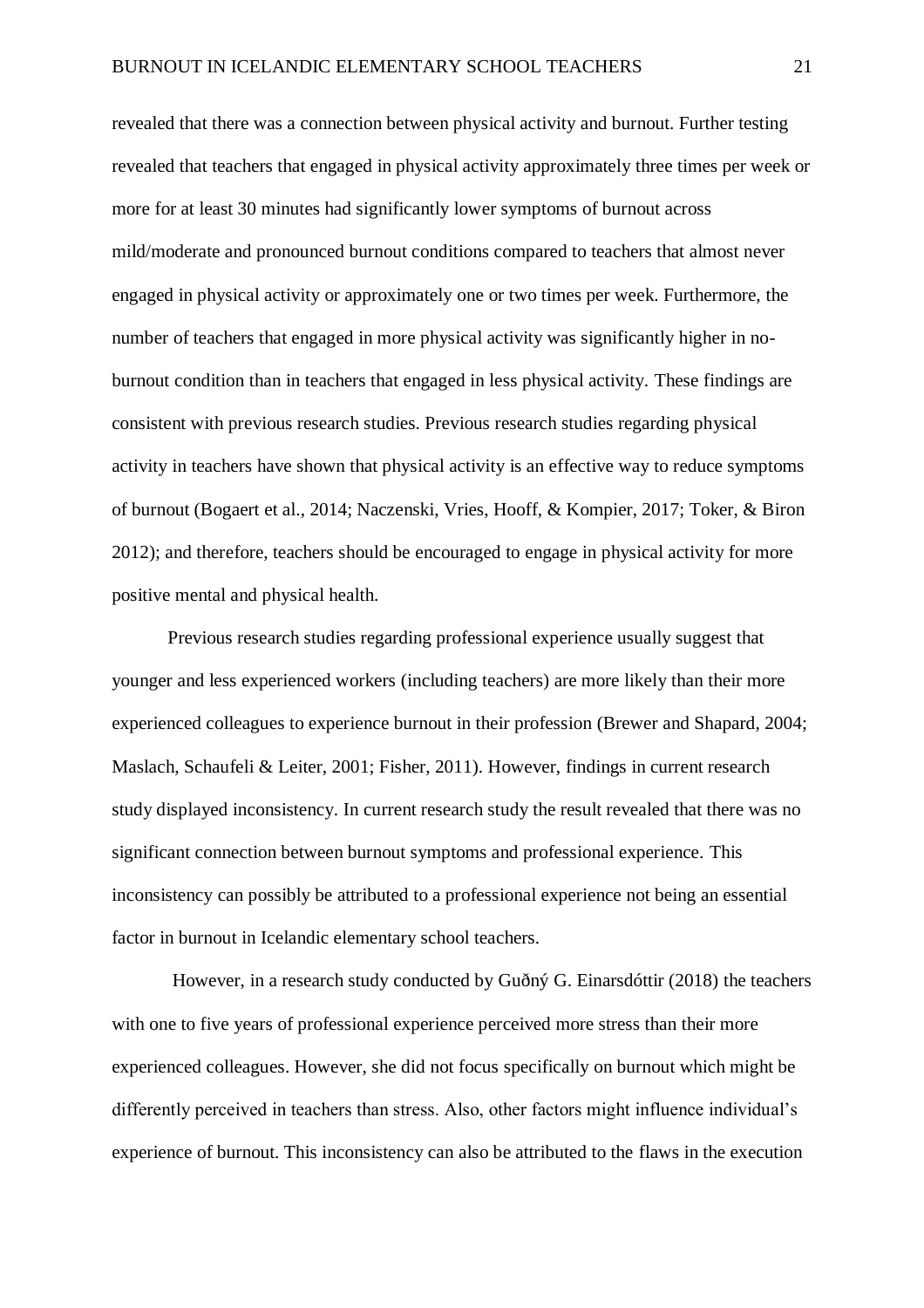revealed that there was a connection between physical activity and burnout. Further testing revealed that teachers that engaged in physical activity approximately three times per week or more for at least 30 minutes had significantly lower symptoms of burnout across mild/moderate and pronounced burnout conditions compared to teachers that almost never engaged in physical activity or approximately one or two times per week. Furthermore, the number of teachers that engaged in more physical activity was significantly higher in no-burnout condition than in teachers that engaged in less physical activity. These findings are consistent with previous research studies. Previous research studies regarding physical activity in teachers have shown that physical activity is an effective way to reduce symptoms of burnout (Bogaert et al., 2014; Naczenski, Vries, Hooff, & Kompier, 2017; Toker, & Biron 2012); and therefore, teachers should be encouraged to engage in physical activity for more positive mental and physical health.

Previous research studies regarding professional experience usually suggest that younger and less experienced workers (including teachers) are more likely than their more experienced colleagues to experience burnout in their profession (Brewer and Shapard, 2004; Maslach, Schaufeli & Leiter, 2001; Fisher, 2011). However, findings in current research study displayed inconsistency. In current research study the result revealed that there was no significant connection between burnout symptoms and professional experience. This inconsistency can possibly be attributed to a professional experience not being an essential factor in burnout in Icelandic elementary school teachers.

However, in a research study conducted by Guðný G. Einarsdóttir (2018) the teachers with one to five years of professional experience perceived more stress than their more experienced colleagues. However, she did not focus specifically on burnout which might be differently perceived in teachers than stress. Also, other factors might influence individual's experience of burnout. This inconsistency can also be attributed to the flaws in the execution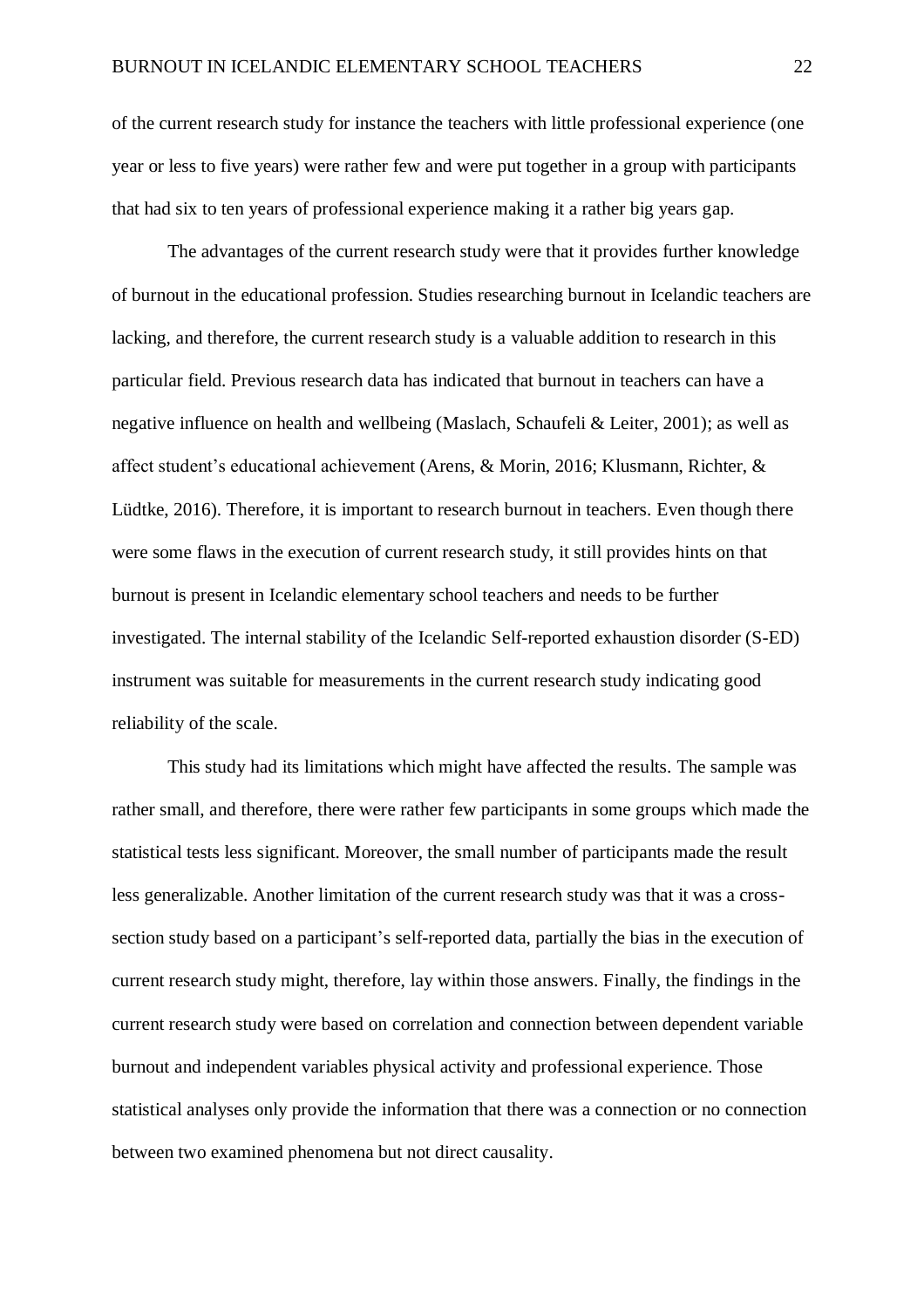of the current research study for instance the teachers with little professional experience (one year or less to five years) were rather few and were put together in a group with participants that had six to ten years of professional experience making it a rather big years gap.

The advantages of the current research study were that it provides further knowledge of burnout in the educational profession. Studies researching burnout in Icelandic teachers are lacking, and therefore, the current research study is a valuable addition to research in this particular field. Previous research data has indicated that burnout in teachers can have a negative influence on health and wellbeing (Maslach, Schaufeli & Leiter, 2001); as well as affect student's educational achievement (Arens, & Morin, 2016; Klusmann, Richter, & Lüdtke, 2016). Therefore, it is important to research burnout in teachers. Even though there were some flaws in the execution of current research study, it still provides hints on that burnout is present in Icelandic elementary school teachers and needs to be further investigated. The internal stability of the Icelandic Self-reported exhaustion disorder (S-ED) instrument was suitable for measurements in the current research study indicating good reliability of the scale.

This study had its limitations which might have affected the results. The sample was rather small, and therefore, there were rather few participants in some groups which made the statistical tests less significant. Moreover, the small number of participants made the result less generalizable. Another limitation of the current research study was that it was a cross-section study based on a participant's self-reported data, partially the bias in the execution of current research study might, therefore, lay within those answers. Finally, the findings in the current research study were based on correlation and connection between dependent variable burnout and independent variables physical activity and professional experience. Those statistical analyses only provide the information that there was a connection or no connection between two examined phenomena but not direct causality.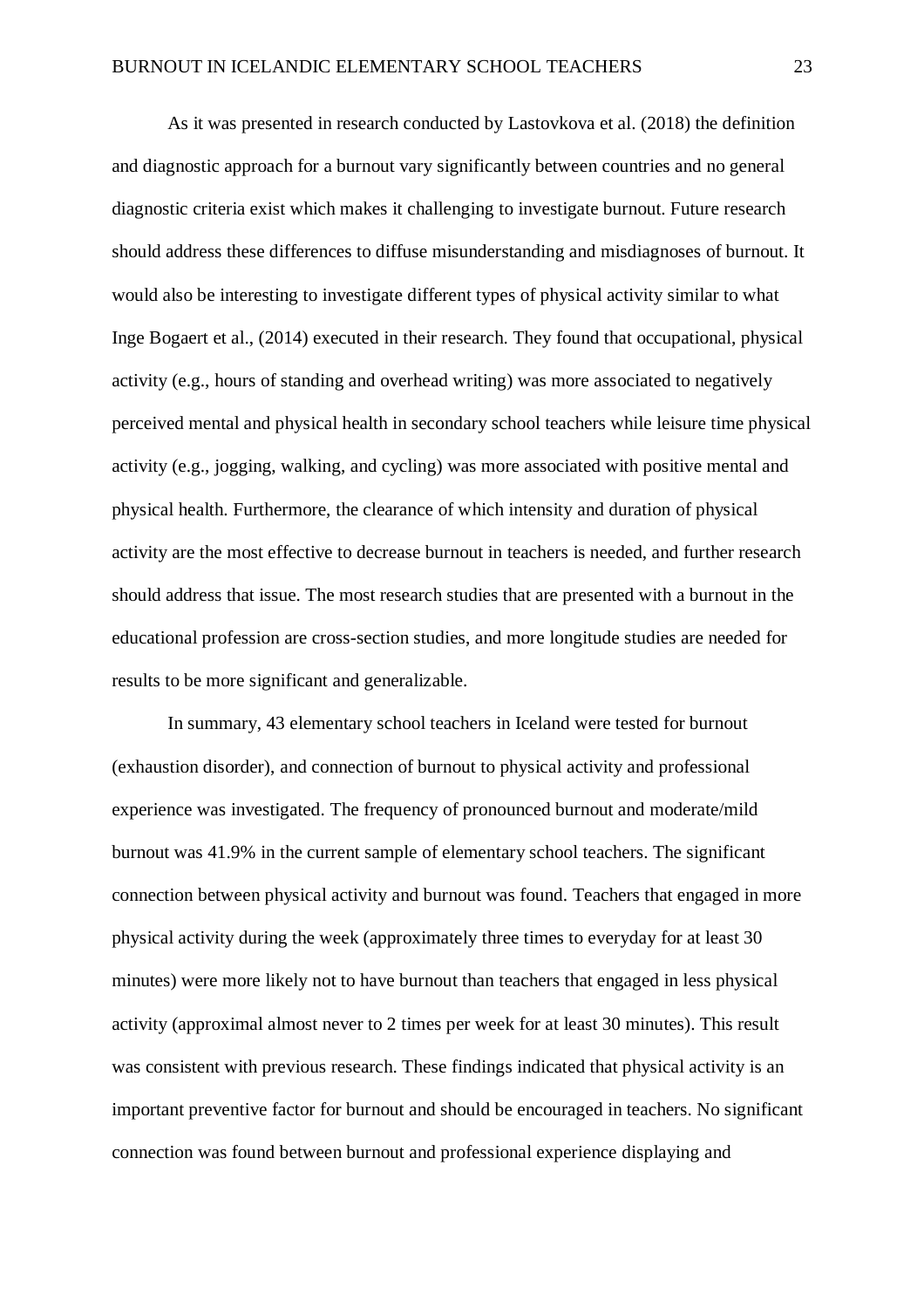As it was presented in research conducted by Lastovkova et al. (2018) the definition and diagnostic approach for a burnout vary significantly between countries and no general diagnostic criteria exist which makes it challenging to investigate burnout. Future research should address these differences to diffuse misunderstanding and misdiagnoses of burnout. It would also be interesting to investigate different types of physical activity similar to what Inge Bogaert et al., (2014) executed in their research. They found that occupational, physical activity (e.g., hours of standing and overhead writing) was more associated to negatively perceived mental and physical health in secondary school teachers while leisure time physical activity (e.g., jogging, walking, and cycling) was more associated with positive mental and physical health. Furthermore, the clearance of which intensity and duration of physical activity are the most effective to decrease burnout in teachers is needed, and further research should address that issue. The most research studies that are presented with a burnout in the educational profession are cross-section studies, and more longitude studies are needed for results to be more significant and generalizable.

In summary, 43 elementary school teachers in Iceland were tested for burnout (exhaustion disorder), and connection of burnout to physical activity and professional experience was investigated. The frequency of pronounced burnout and moderate/mild burnout was 41.9% in the current sample of elementary school teachers. The significant connection between physical activity and burnout was found. Teachers that engaged in more physical activity during the week (approximately three times to everyday for at least 30 minutes) were more likely not to have burnout than teachers that engaged in less physical activity (approximal almost never to 2 times per week for at least 30 minutes). This result was consistent with previous research. These findings indicated that physical activity is an important preventive factor for burnout and should be encouraged in teachers. No significant connection was found between burnout and professional experience displaying and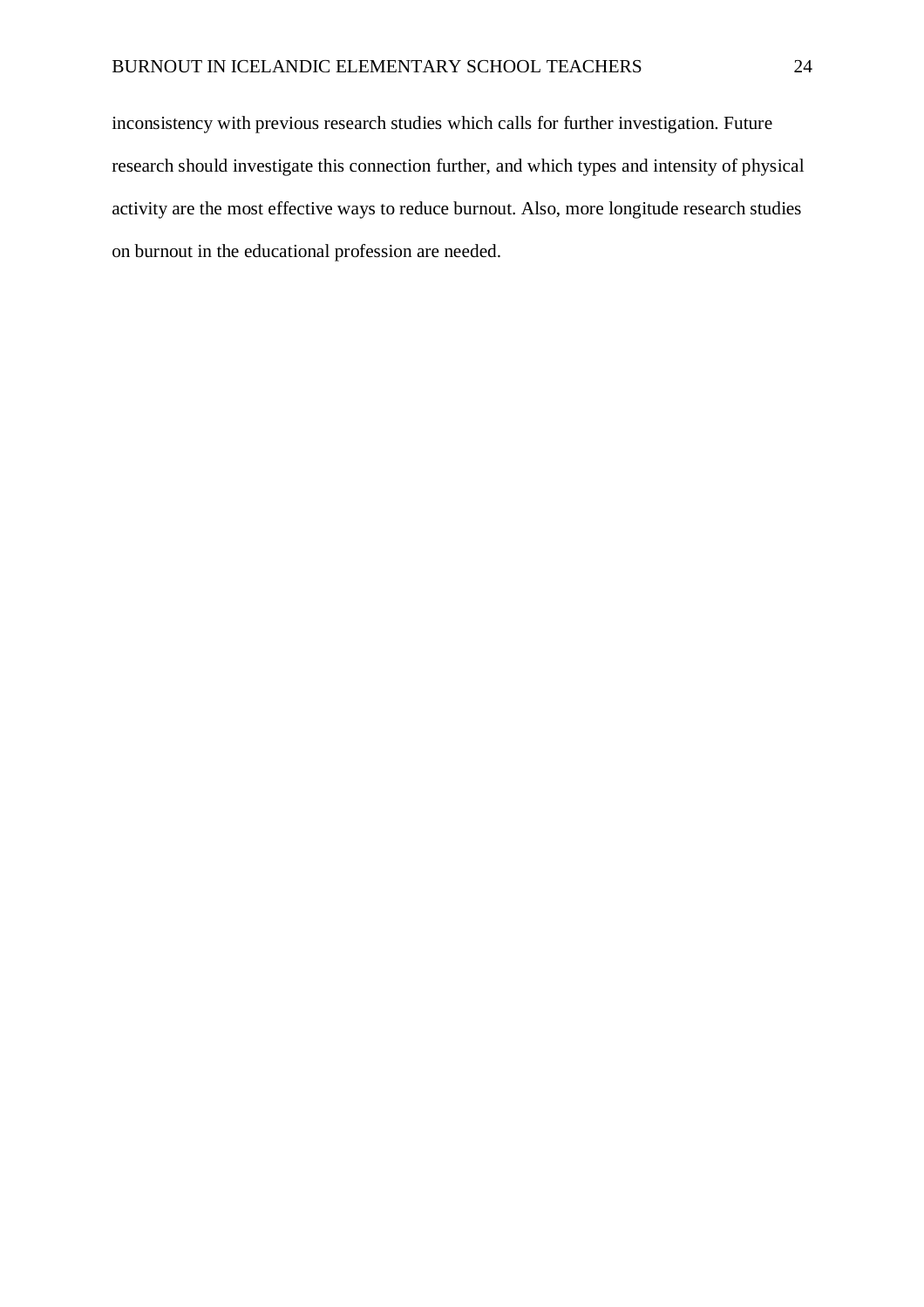inconsistency with previous research studies which calls for further investigation. Future research should investigate this connection further, and which types and intensity of physical activity are the most effective ways to reduce burnout. Also, more longitude research studies on burnout in the educational profession are needed.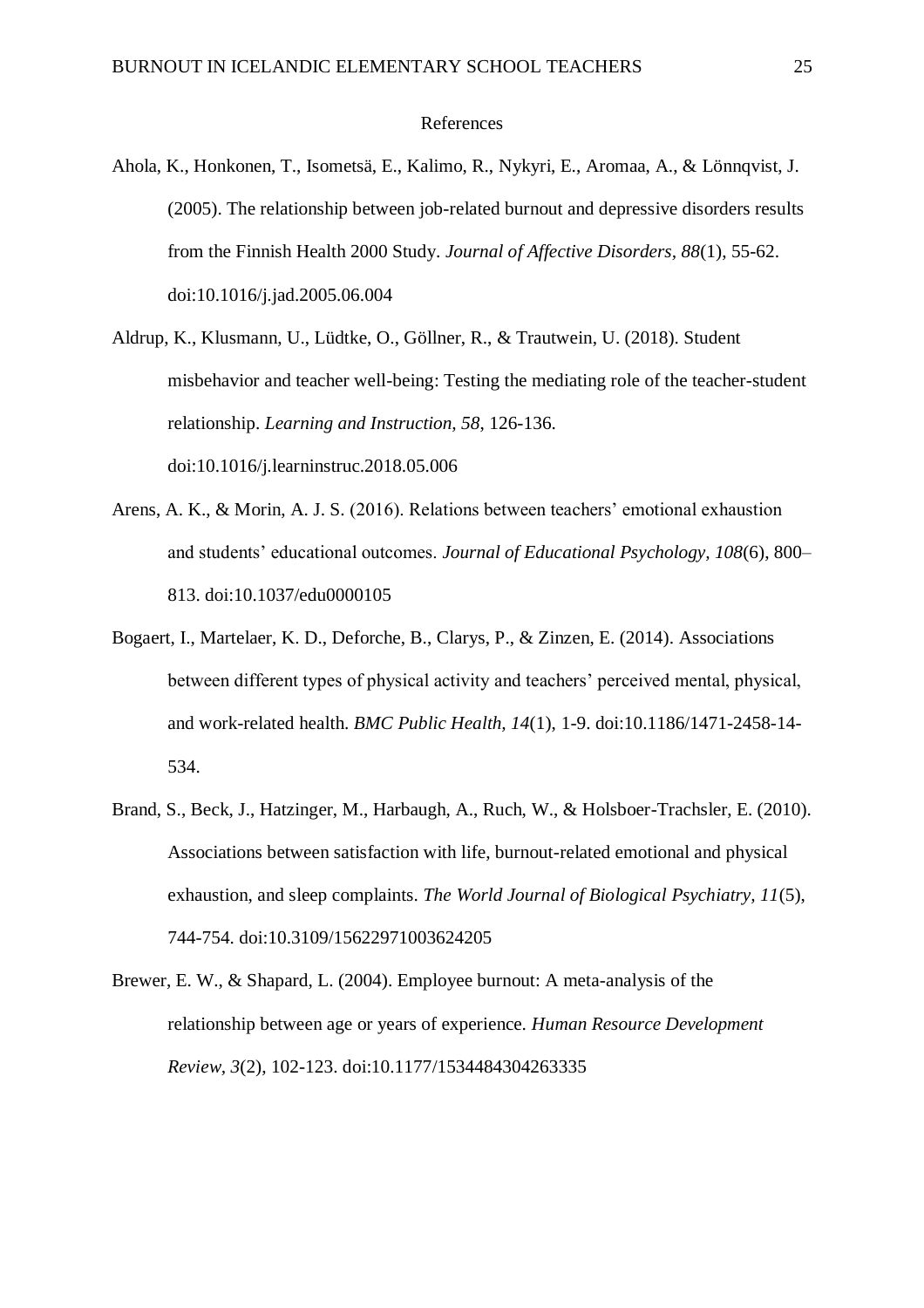# References

Ahola, K., Honkonen, T., Isometsä, E., Kalimo, R., Nykyri, E., Aromaa, A., & Lönnqvist, J. (2005). The relationship between job-related burnout and depressive disorders results from the Finnish Health 2000 Study. *Journal of Affective Disorders, 88*(1), 55-62. doi:10.1016/j.jad.2005.06.004

Aldrup, K., Klusmann, U., Lüdtke, O., Göllner, R., & Trautwein, U. (2018). Student misbehavior and teacher well-being: Testing the mediating role of the teacher-student relationship. *Learning and Instruction, 58*, 126-136. doi:10.1016/j.learninstruc.2018.05.006

Arens, A. K., & Morin, A. J. S. (2016). Relations between teachers' emotional exhaustion and students' educational outcomes. *Journal of Educational Psychology, 108*(6), 800–813. doi:10.1037/edu0000105

Bogaert, I., Martelaer, K. D., Deforche, B., Clarys, P., & Zinzen, E. (2014). Associations between different types of physical activity and teachers' perceived mental, physical, and work-related health. *BMC Public Health, 14*(1), 1-9. doi:10.1186/1471-2458-14-534.

Brand, S., Beck, J., Hatzinger, M., Harbaugh, A., Ruch, W., & Holsboer-Trachsler, E. (2010). Associations between satisfaction with life, burnout-related emotional and physical exhaustion, and sleep complaints. *The World Journal of Biological Psychiatry, 11*(5), 744-754. doi:10.3109/15622971003624205

Brewer, E. W., & Shapard, L. (2004). Employee burnout: A meta-analysis of the relationship between age or years of experience. *Human Resource Development Review, 3*(2), 102-123. doi:10.1177/1534484304263335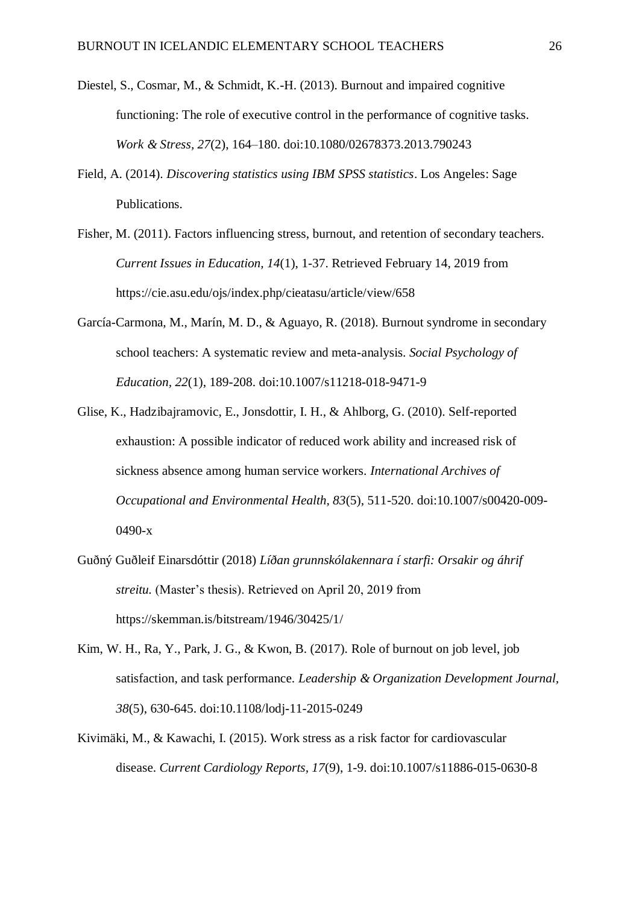Diestel, S., Cosmar, M., & Schmidt, K.-H. (2013). Burnout and impaired cognitive functioning: The role of executive control in the performance of cognitive tasks. *Work & Stress, 27*(2), 164–180. doi:10.1080/02678373.2013.790243

Field, A. (2014). *Discovering statistics using IBM SPSS statistics*. Los Angeles: Sage Publications.

Fisher, M. (2011). Factors influencing stress, burnout, and retention of secondary teachers. *Current Issues in Education, 14*(1), 1-37. Retrieved February 14, 2019 from https://cie.asu.edu/ojs/index.php/cieatasu/article/view/658

García-Carmona, M., Marín, M. D., & Aguayo, R. (2018). Burnout syndrome in secondary school teachers: A systematic review and meta-analysis. *Social Psychology of Education, 22*(1), 189-208. doi:10.1007/s11218-018-9471-9

Glise, K., Hadzibajramovic, E., Jonsdottir, I. H., & Ahlborg, G. (2010). Self-reported exhaustion: A possible indicator of reduced work ability and increased risk of sickness absence among human service workers. *International Archives of Occupational and Environmental Health, 83*(5), 511-520. doi:10.1007/s00420-009-0490-x

Guðný Guðleif Einarsdóttir (2018) *Líðan grunnskólakennara í starfi: Orsakir og áhrif streitu.* (Master's thesis). Retrieved on April 20, 2019 from https://skemman.is/bitstream/1946/30425/1/

Kim, W. H., Ra, Y., Park, J. G., & Kwon, B. (2017). Role of burnout on job level, job satisfaction, and task performance. *Leadership & Organization Development Journal, 38*(5), 630-645. doi:10.1108/lodj-11-2015-0249

Kivimäki, M., & Kawachi, I. (2015). Work stress as a risk factor for cardiovascular disease. *Current Cardiology Reports, 17*(9), 1-9. doi:10.1007/s11886-015-0630-8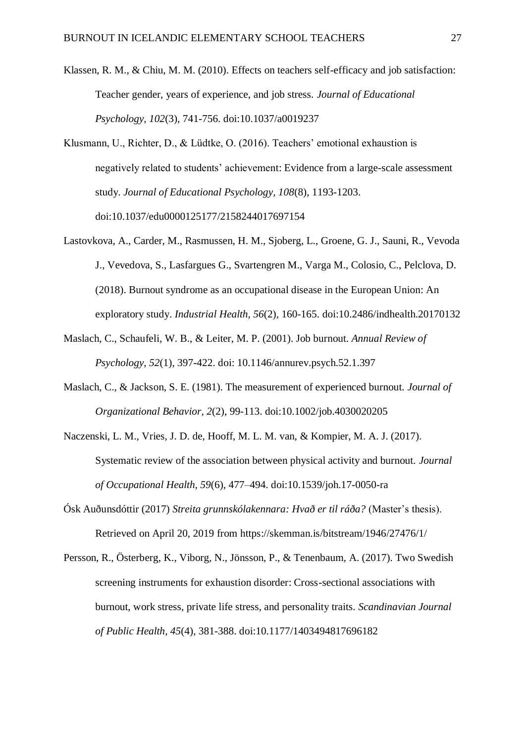Klassen, R. M., & Chiu, M. M. (2010). Effects on teachers self-efficacy and job satisfaction: Teacher gender, years of experience, and job stress. *Journal of Educational Psychology, 102*(3), 741-756. doi:10.1037/a0019237

Klusmann, U., Richter, D., & Lüdtke, O. (2016). Teachers' emotional exhaustion is negatively related to students' achievement: Evidence from a large-scale assessment study. *Journal of Educational Psychology, 108*(8), 1193-1203. doi:10.1037/edu0000125177/2158244017697154

Lastovkova, A., Carder, M., Rasmussen, H. M., Sjoberg, L., Groene, G. J., Sauni, R., Vevoda J., Vevedova, S., Lasfargues G., Svartengren M., Varga M., Colosio, C., Pelclova, D. (2018). Burnout syndrome as an occupational disease in the European Union: An exploratory study. *Industrial Health, 56*(2), 160-165. doi:10.2486/indhealth.20170132

Maslach, C., Schaufeli, W. B., & Leiter, M. P. (2001). Job burnout. *Annual Review of Psychology, 52*(1), 397-422. doi: 10.1146/annurev.psych.52.1.397

Maslach, C., & Jackson, S. E. (1981). The measurement of experienced burnout. *Journal of Organizational Behavior, 2*(2), 99-113. doi:10.1002/job.4030020205

Naczenski, L. M., Vries, J. D. de, Hooff, M. L. M. van, & Kompier, M. A. J. (2017). Systematic review of the association between physical activity and burnout. *Journal of Occupational Health, 59*(6), 477–494. doi:10.1539/joh.17-0050-ra

Ósk Auðunsdóttir (2017) *Streita grunnskólakennara: Hvað er til ráða?* (Master's thesis). Retrieved on April 20, 2019 from https://skemman.is/bitstream/1946/27476/1/

Persson, R., Österberg, K., Viborg, N., Jönsson, P., & Tenenbaum, A. (2017). Two Swedish screening instruments for exhaustion disorder: Cross-sectional associations with burnout, work stress, private life stress, and personality traits. *Scandinavian Journal of Public Health, 45*(4), 381-388. doi:10.1177/1403494817696182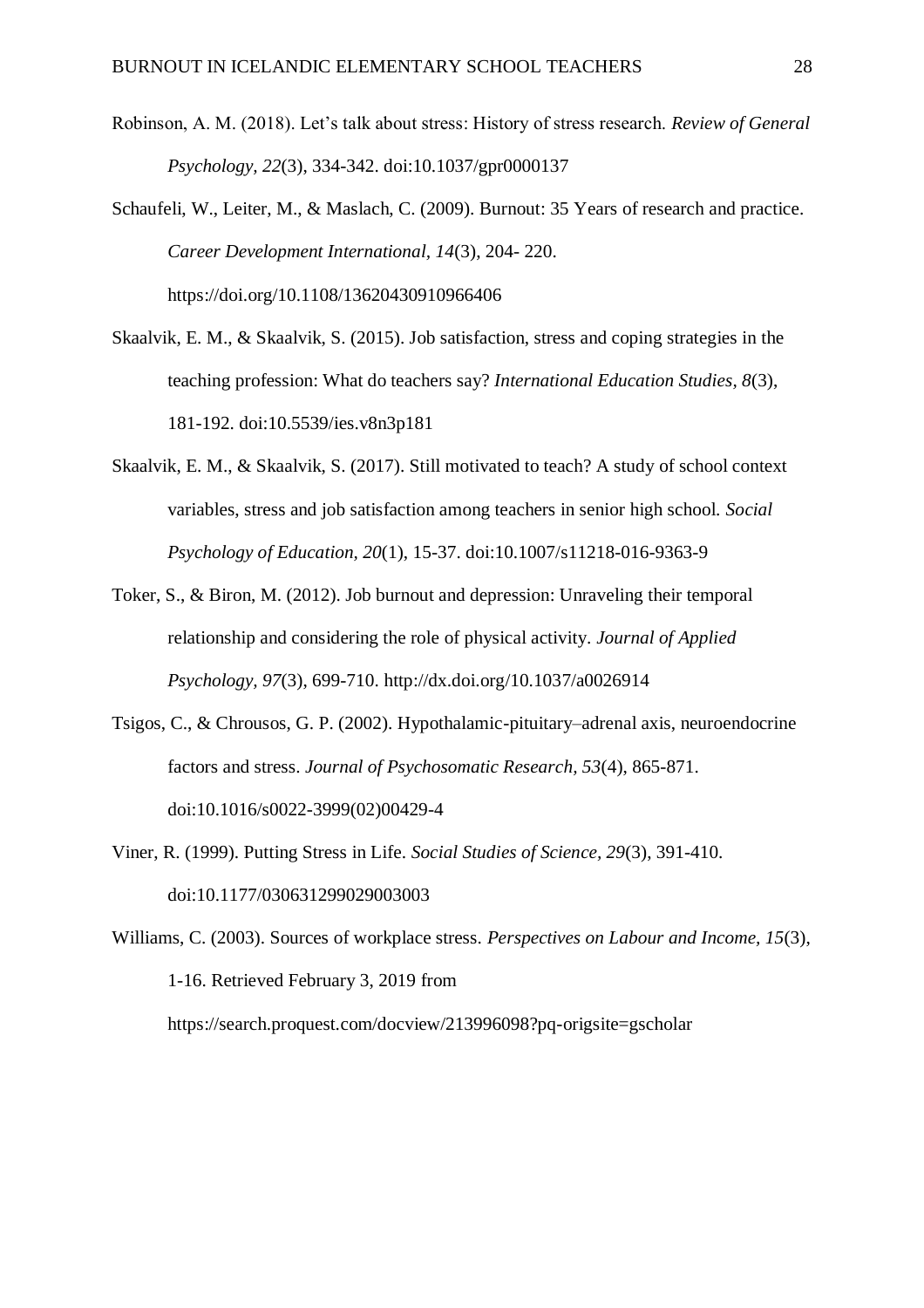Robinson, A. M. (2018). Let's talk about stress: History of stress research. *Review of General Psychology, 22*(3), 334-342. doi:10.1037/gpr0000137

Schaufeli, W., Leiter, M., & Maslach, C. (2009). Burnout: 35 Years of research and practice. *Career Development International, 14*(3), 204- 220. https://doi.org/10.1108/13620430910966406

Skaalvik, E. M., & Skaalvik, S. (2015). Job satisfaction, stress and coping strategies in the teaching profession: What do teachers say? *International Education Studies, 8*(3), 181-192. doi:10.5539/ies.v8n3p181

Skaalvik, E. M., & Skaalvik, S. (2017). Still motivated to teach? A study of school context variables, stress and job satisfaction among teachers in senior high school. *Social Psychology of Education*, *20*(1), 15-37. doi:10.1007/s11218-016-9363-9

Toker, S., & Biron, M. (2012). Job burnout and depression: Unraveling their temporal relationship and considering the role of physical activity. *Journal of Applied Psychology, 97*(3), 699-710. http://dx.doi.org/10.1037/a0026914

Tsigos, C., & Chrousos, G. P. (2002). Hypothalamic-pituitary–adrenal axis, neuroendocrine factors and stress. *Journal of Psychosomatic Research, 53*(4), 865-871. doi:10.1016/s0022-3999(02)00429-4

Viner, R. (1999). Putting Stress in Life. *Social Studies of Science, 29*(3), 391-410. doi:10.1177/030631299029003003

Williams, C. (2003). Sources of workplace stress. *Perspectives on Labour and Income, 15*(3), 1-16. Retrieved February 3, 2019 from https://search.proquest.com/docview/213996098?pq-origsite=gscholar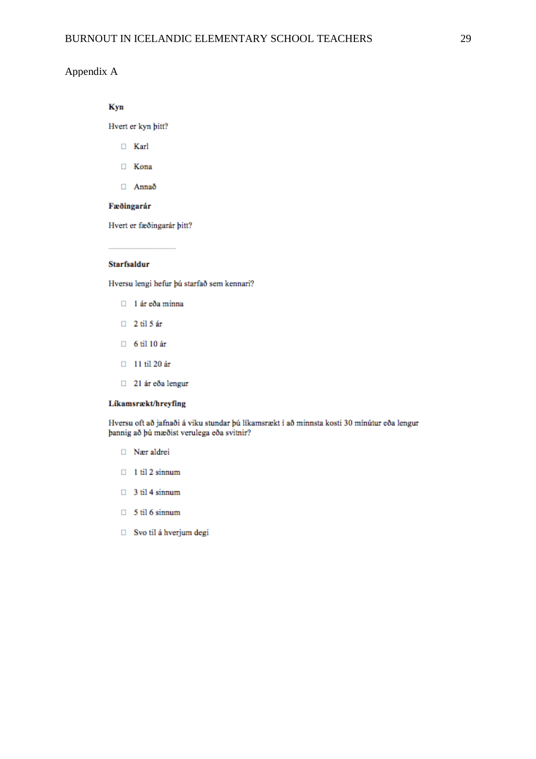Appendix A

**Kyn**

Hvert er kyn þitt?

- ☐ Karl
- ☐ Kona
- ☐ Annað

**Fæðingarár**

Hvert er fæðingarár þitt?

\_\_\_\_\_\_\_\_\_\_\_\_\_\_\_\_\_\_\_\_

**Starfsaldur**

Hversu lengi hefur þú starfað sem kennari?

- ☐ 1 ár eða minna
- ☐ 2 til 5 ár
- ☐ 6 til 10 ár
- ☐ 11 til 20 ár
- ☐ 21 ár eða lengur

**Líkamsrækt/hreyfing**

Hversu oft að jafnaði á viku stundar þú líkamsrækt í að minnsta kosti 30 mínútur eða lengur þannig að þú mæðist verulega eða svitnir?

- ☐ Nær aldrei
- ☐ 1 til 2 sinnum
- ☐ 3 til 4 sinnum
- ☐ 5 til 6 sinnum
- ☐ Svo til á hverjum degi